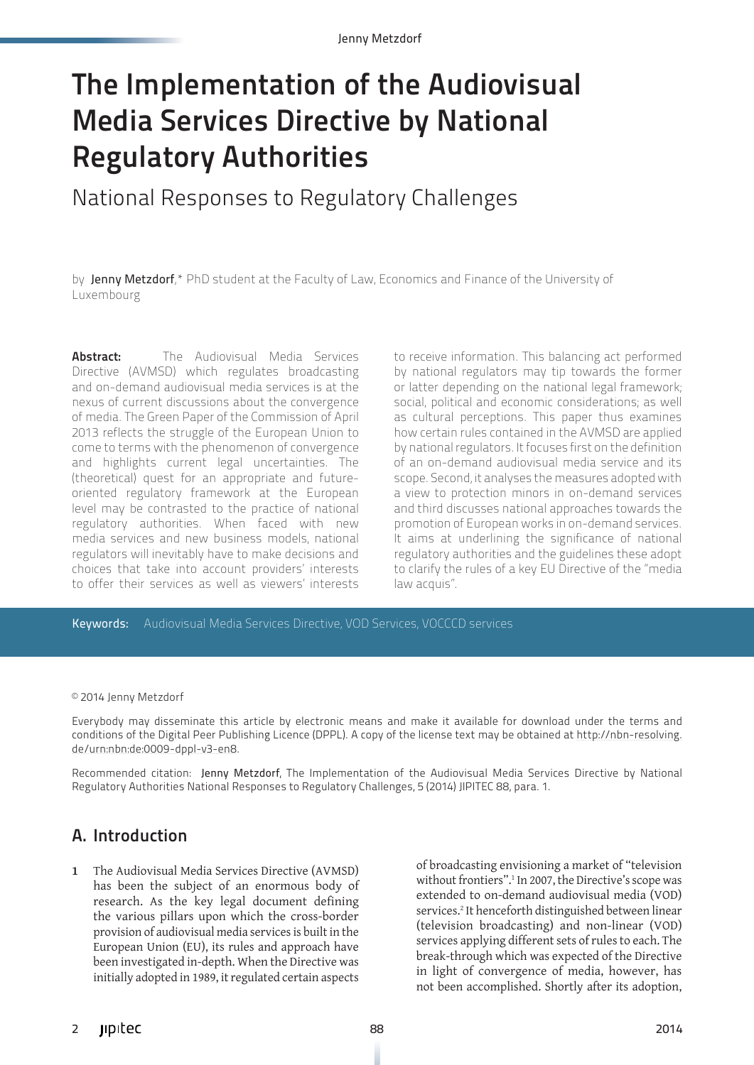# The Implementation of the Audiovisual Media Services Directive by National Regulatory Authorities

## National Responses to Regulatory Challenges

by **Jenny Metzdorf**,* PhD student at the Faculty of Law, Economics and Finance of the University of Luxembourg

**Abstract:** The Audiovisual Media Services Directive (AVMSD) which regulates broadcasting and on-demand audiovisual media services is at the nexus of current discussions about the convergence of media. The Green Paper of the Commission of April 2013 reflects the struggle of the European Union to come to terms with the phenomenon of convergence and highlights current legal uncertainties. The (theoretical) quest for an appropriate and future-oriented regulatory framework at the European level may be contrasted to the practice of national regulatory authorities. When faced with new media services and new business models, national regulators will inevitably have to make decisions and choices that take into account providers' interests to offer their services as well as viewers' interests to receive information. This balancing act performed by national regulators may tip towards the former or latter depending on the national legal framework; social, political and economic considerations; as well as cultural perceptions. This paper thus examines how certain rules contained in the AVMSD are applied by national regulators. It focuses first on the definition of an on-demand audiovisual media service and its scope. Second, it analyses the measures adopted with a view to protection minors in on-demand services and third discusses national approaches towards the promotion of European works in on-demand services. It aims at underlining the significance of national regulatory authorities and the guidelines these adopt to clarify the rules of a key EU Directive of the "media law acquis".

**Keywords:** Audiovisual Media Services Directive, VOD Services, VOCCCD services

© 2014 Jenny Metzdorf

Everybody may disseminate this article by electronic means and make it available for download under the terms and conditions of the Digital Peer Publishing Licence (DPPL). A copy of the license text may be obtained at http://nbn-resolving.de/urn:nbn:de:0009-dppl-v3-en8.

Recommended citation: Jenny Metzdorf, The Implementation of the Audiovisual Media Services Directive by National Regulatory Authorities National Responses to Regulatory Challenges, 5 (2014) JIPITEC 88, para. 1.

## A. Introduction

**1** The Audiovisual Media Services Directive (AVMSD) has been the subject of an enormous body of research. As the key legal document defining the various pillars upon which the cross-border provision of audiovisual media services is built in the European Union (EU), its rules and approach have been investigated in-depth. When the Directive was initially adopted in 1989, it regulated certain aspects of broadcasting envisioning a market of "television without frontiers".[1] In 2007, the Directive's scope was extended to on-demand audiovisual media (VOD) services.[2] It henceforth distinguished between linear (television broadcasting) and non-linear (VOD) services applying different sets of rules to each. The break-through which was expected of the Directive in light of convergence of media, however, has not been accomplished. Shortly after its adoption,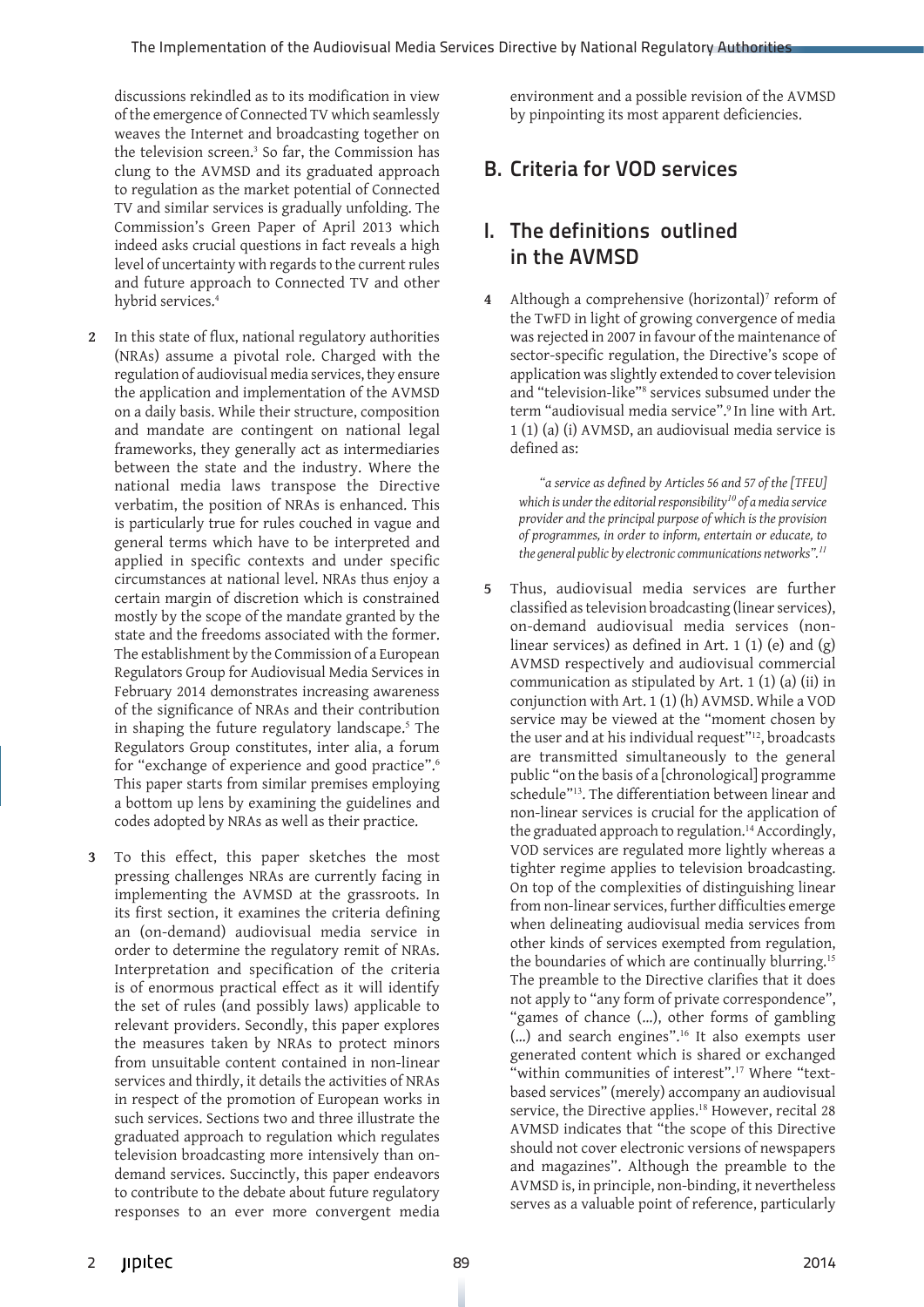discussions rekindled as to its modification in view of the emergence of Connected TV which seamlessly weaves the Internet and broadcasting together on the television screen.[3] So far, the Commission has clung to the AVMSD and its graduated approach to regulation as the market potential of Connected TV and similar services is gradually unfolding. The Commission's Green Paper of April 2013 which indeed asks crucial questions in fact reveals a high level of uncertainty with regards to the current rules and future approach to Connected TV and other hybrid services.[4]

**2** In this state of flux, national regulatory authorities (NRAs) assume a pivotal role. Charged with the regulation of audiovisual media services, they ensure the application and implementation of the AVMSD on a daily basis. While their structure, composition and mandate are contingent on national legal frameworks, they generally act as intermediaries between the state and the industry. Where the national media laws transpose the Directive verbatim, the position of NRAs is enhanced. This is particularly true for rules couched in vague and general terms which have to be interpreted and applied in specific contexts and under specific circumstances at national level. NRAs thus enjoy a certain margin of discretion which is constrained mostly by the scope of the mandate granted by the state and the freedoms associated with the former. The establishment by the Commission of a European Regulators Group for Audiovisual Media Services in February 2014 demonstrates increasing awareness of the significance of NRAs and their contribution in shaping the future regulatory landscape.[5] The Regulators Group constitutes, inter alia, a forum for "exchange of experience and good practice".[6] This paper starts from similar premises employing a bottom up lens by examining the guidelines and codes adopted by NRAs as well as their practice.

**3** To this effect, this paper sketches the most pressing challenges NRAs are currently facing in implementing the AVMSD at the grassroots. In its first section, it examines the criteria defining an (on-demand) audiovisual media service in order to determine the regulatory remit of NRAs. Interpretation and specification of the criteria is of enormous practical effect as it will identify the set of rules (and possibly laws) applicable to relevant providers. Secondly, this paper explores the measures taken by NRAs to protect minors from unsuitable content contained in non-linear services and thirdly, it details the activities of NRAs in respect of the promotion of European works in such services. Sections two and three illustrate the graduated approach to regulation which regulates television broadcasting more intensively than on-demand services. Succinctly, this paper endeavors to contribute to the debate about future regulatory responses to an ever more convergent media environment and a possible revision of the AVMSD by pinpointing its most apparent deficiencies.

## B. Criteria for VOD services

### I. The definitions outlined in the AVMSD

**4** Although a comprehensive (horizontal)[7] reform of the TwFD in light of growing convergence of media was rejected in 2007 in favour of the maintenance of sector-specific regulation, the Directive's scope of application was slightly extended to cover television and "television-like"[8] services subsumed under the term "audiovisual media service".[9] In line with Art. 1 (1) (a) (i) AVMSD, an audiovisual media service is defined as:

> *"a service as defined by Articles 56 and 57 of the [TFEU] which is under the editorial responsibility[10] of a media service provider and the principal purpose of which is the provision of programmes, in order to inform, entertain or educate, to the general public by electronic communications networks".[11]*

**5** Thus, audiovisual media services are further classified as television broadcasting (linear services), on-demand audiovisual media services (non-linear services) as defined in Art. 1 (1) (e) and (g) AVMSD respectively and audiovisual commercial communication as stipulated by Art. 1 (1) (a) (ii) in conjunction with Art. 1 (1) (h) AVMSD. While a VOD service may be viewed at the "moment chosen by the user and at his individual request"[12], broadcasts are transmitted simultaneously to the general public "on the basis of a [chronological] programme schedule"[13]. The differentiation between linear and non-linear services is crucial for the application of the graduated approach to regulation.[14] Accordingly, VOD services are regulated more lightly whereas a tighter regime applies to television broadcasting. On top of the complexities of distinguishing linear from non-linear services, further difficulties emerge when delineating audiovisual media services from other kinds of services exempted from regulation, the boundaries of which are continually blurring.[15] The preamble to the Directive clarifies that it does not apply to "any form of private correspondence", "games of chance (...), other forms of gambling (...) and search engines".[16] It also exempts user generated content which is shared or exchanged "within communities of interest".[17] Where "text-based services" (merely) accompany an audiovisual service, the Directive applies.[18] However, recital 28 AVMSD indicates that "the scope of this Directive should not cover electronic versions of newspapers and magazines". Although the preamble to the AVMSD is, in principle, non-binding, it nevertheless serves as a valuable point of reference, particularly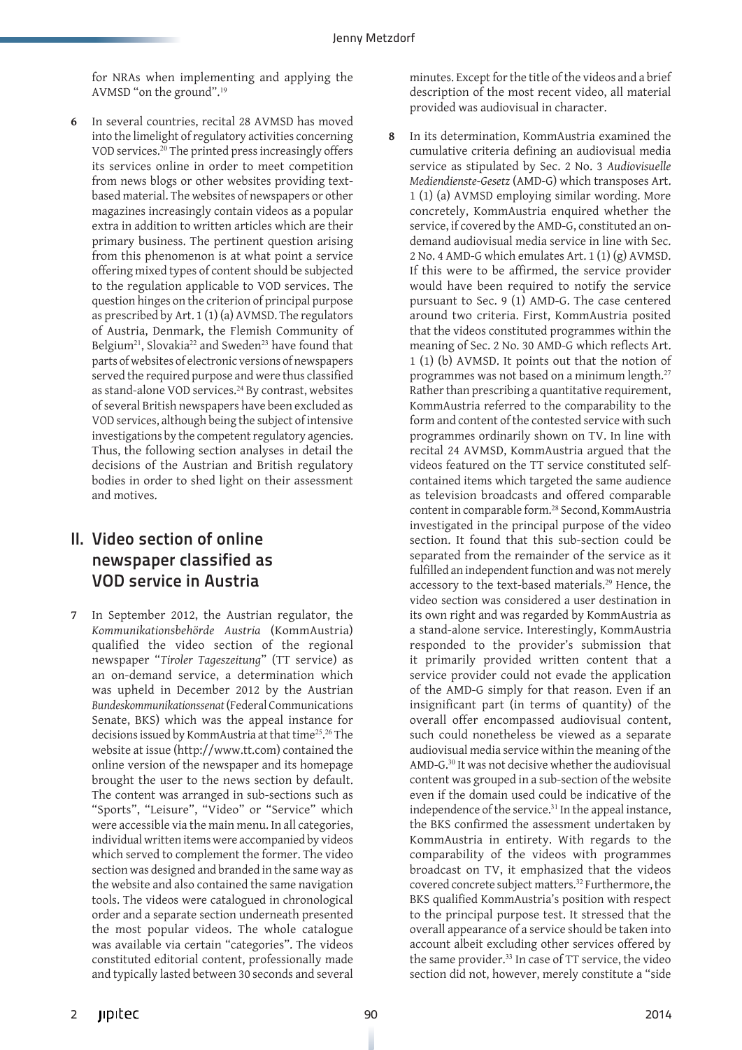for NRAs when implementing and applying the AVMSD "on the ground".[19]

**6** In several countries, recital 28 AVMSD has moved into the limelight of regulatory activities concerning VOD services.[20] The printed press increasingly offers its services online in order to meet competition from news blogs or other websites providing text-based material. The websites of newspapers or other magazines increasingly contain videos as a popular extra in addition to written articles which are their primary business. The pertinent question arising from this phenomenon is at what point a service offering mixed types of content should be subjected to the regulation applicable to VOD services. The question hinges on the criterion of principal purpose as prescribed by Art. 1 (1) (a) AVMSD. The regulators of Austria, Denmark, the Flemish Community of Belgium[21], Slovakia[22] and Sweden[23] have found that parts of websites of electronic versions of newspapers served the required purpose and were thus classified as stand-alone VOD services.[24] By contrast, websites of several British newspapers have been excluded as VOD services, although being the subject of intensive investigations by the competent regulatory agencies. Thus, the following section analyses in detail the decisions of the Austrian and British regulatory bodies in order to shed light on their assessment and motives.

## II. Video section of online newspaper classified as VOD service in Austria

**7** In September 2012, the Austrian regulator, the *Kommunikationsbehörde Austria* (KommAustria) qualified the video section of the regional newspaper "*Tiroler Tageszeitung*" (TT service) as an on-demand service, a determination which was upheld in December 2012 by the Austrian *Bundeskommunikationssenat* (Federal Communications Senate, BKS) which was the appeal instance for decisions issued by KommAustria at that time[25].[26] The website at issue (http://www.tt.com) contained the online version of the newspaper and its homepage brought the user to the news section by default. The content was arranged in sub-sections such as "Sports", "Leisure", "Video" or "Service" which were accessible via the main menu. In all categories, individual written items were accompanied by videos which served to complement the former. The video section was designed and branded in the same way as the website and also contained the same navigation tools. The videos were catalogued in chronological order and a separate section underneath presented the most popular videos. The whole catalogue was available via certain "categories". The videos constituted editorial content, professionally made and typically lasted between 30 seconds and several minutes. Except for the title of the videos and a brief description of the most recent video, all material provided was audiovisual in character.

**8** In its determination, KommAustria examined the cumulative criteria defining an audiovisual media service as stipulated by Sec. 2 No. 3 *Audiovisuelle Mediendienste-Gesetz* (AMD-G) which transposes Art. 1 (1) (a) AVMSD employing similar wording. More concretely, KommAustria enquired whether the service, if covered by the AMD-G, constituted an on-demand audiovisual media service in line with Sec. 2 No. 4 AMD-G which emulates Art. 1 (1) (g) AVMSD. If this were to be affirmed, the service provider would have been required to notify the service pursuant to Sec. 9 (1) AMD-G. The case centered around two criteria. First, KommAustria posited that the videos constituted programmes within the meaning of Sec. 2 No. 30 AMD-G which reflects Art. 1 (1) (b) AVMSD. It points out that the notion of programmes was not based on a minimum length.[27] Rather than prescribing a quantitative requirement, KommAustria referred to the comparability to the form and content of the contested service with such programmes ordinarily shown on TV. In line with recital 24 AVMSD, KommAustria argued that the videos featured on the TT service constituted self-contained items which targeted the same audience as television broadcasts and offered comparable content in comparable form.[28] Second, KommAustria investigated in the principal purpose of the video section. It found that this sub-section could be separated from the remainder of the service as it fulfilled an independent function and was not merely accessory to the text-based materials.[29] Hence, the video section was considered a user destination in its own right and was regarded by KommAustria as a stand-alone service. Interestingly, KommAustria responded to the provider's submission that it primarily provided written content that a service provider could not evade the application of the AMD-G simply for that reason. Even if an insignificant part (in terms of quantity) of the overall offer encompassed audiovisual content, such could nonetheless be viewed as a separate audiovisual media service within the meaning of the AMD-G.[30] It was not decisive whether the audiovisual content was grouped in a sub-section of the website even if the domain used could be indicative of the independence of the service.[31] In the appeal instance, the BKS confirmed the assessment undertaken by KommAustria in entirety. With regards to the comparability of the videos with programmes broadcast on TV, it emphasized that the videos covered concrete subject matters.[32] Furthermore, the BKS qualified KommAustria's position with respect to the principal purpose test. It stressed that the overall appearance of a service should be taken into account albeit excluding other services offered by the same provider.[33] In case of TT service, the video section did not, however, merely constitute a "side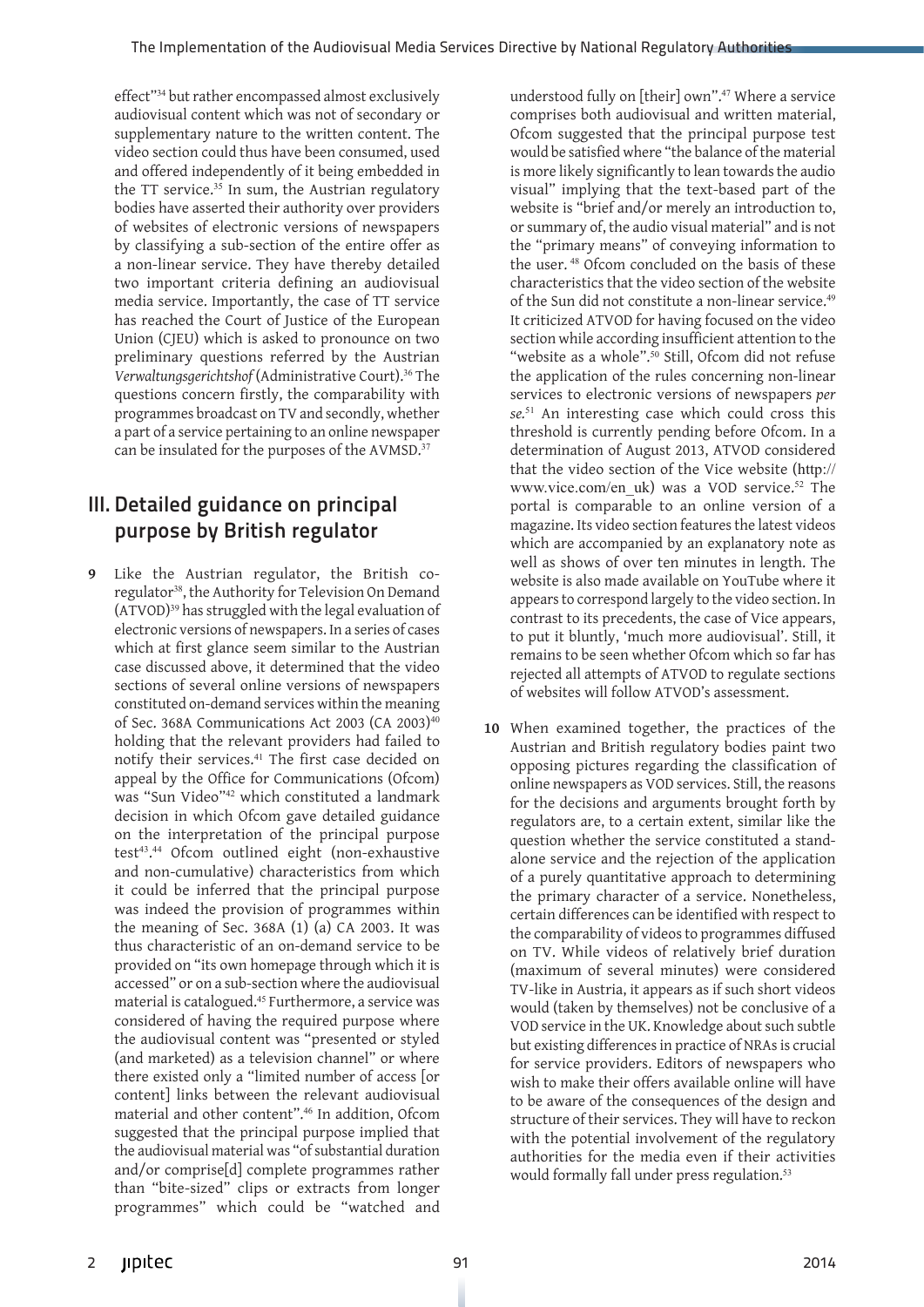effect"[34] but rather encompassed almost exclusively audiovisual content which was not of secondary or supplementary nature to the written content. The video section could thus have been consumed, used and offered independently of it being embedded in the TT service.[35] In sum, the Austrian regulatory bodies have asserted their authority over providers of websites of electronic versions of newspapers by classifying a sub-section of the entire offer as a non-linear service. They have thereby detailed two important criteria defining an audiovisual media service. Importantly, the case of TT service has reached the Court of Justice of the European Union (CJEU) which is asked to pronounce on two preliminary questions referred by the Austrian *Verwaltungsgerichtshof* (Administrative Court).[36] The questions concern firstly, the comparability with programmes broadcast on TV and secondly, whether a part of a service pertaining to an online newspaper can be insulated for the purposes of the AVMSD.[37]

## III. Detailed guidance on principal purpose by British regulator

**9** Like the Austrian regulator, the British co-regulator[38], the Authority for Television On Demand (ATVOD)[39] has struggled with the legal evaluation of electronic versions of newspapers. In a series of cases which at first glance seem similar to the Austrian case discussed above, it determined that the video sections of several online versions of newspapers constituted on-demand services within the meaning of Sec. 368A Communications Act 2003 (CA 2003)[40] holding that the relevant providers had failed to notify their services.[41] The first case decided on appeal by the Office for Communications (Ofcom) was "Sun Video"[42] which constituted a landmark decision in which Ofcom gave detailed guidance on the interpretation of the principal purpose test[43].[44] Ofcom outlined eight (non-exhaustive and non-cumulative) characteristics from which it could be inferred that the principal purpose was indeed the provision of programmes within the meaning of Sec. 368A (1) (a) CA 2003. It was thus characteristic of an on-demand service to be provided on "its own homepage through which it is accessed" or on a sub-section where the audiovisual material is catalogued.[45] Furthermore, a service was considered of having the required purpose where the audiovisual content was "presented or styled (and marketed) as a television channel" or where there existed only a "limited number of access [or content] links between the relevant audiovisual material and other content".[46] In addition, Ofcom suggested that the principal purpose implied that the audiovisual material was "of substantial duration and/or comprise[d] complete programmes rather than "bite-sized" clips or extracts from longer programmes" which could be "watched and understood fully on [their] own".[47] Where a service comprises both audiovisual and written material, Ofcom suggested that the principal purpose test would be satisfied where "the balance of the material is more likely significantly to lean towards the audio visual" implying that the text-based part of the website is "brief and/or merely an introduction to, or summary of, the audio visual material" and is not the "primary means" of conveying information to the user.[48] Ofcom concluded on the basis of these characteristics that the video section of the website of the Sun did not constitute a non-linear service.[49] It criticized ATVOD for having focused on the video section while according insufficient attention to the "website as a whole".[50] Still, Ofcom did not refuse the application of the rules concerning non-linear services to electronic versions of newspapers *per se*.[51] An interesting case which could cross this threshold is currently pending before Ofcom. In a determination of August 2013, ATVOD considered that the video section of the Vice website (http://www.vice.com/en_uk) was a VOD service.[52] The portal is comparable to an online version of a magazine. Its video section features the latest videos which are accompanied by an explanatory note as well as shows of over ten minutes in length. The website is also made available on YouTube where it appears to correspond largely to the video section. In contrast to its precedents, the case of Vice appears, to put it bluntly, 'much more audiovisual'. Still, it remains to be seen whether Ofcom which so far has rejected all attempts of ATVOD to regulate sections of websites will follow ATVOD's assessment.

**10** When examined together, the practices of the Austrian and British regulatory bodies paint two opposing pictures regarding the classification of online newspapers as VOD services. Still, the reasons for the decisions and arguments brought forth by regulators are, to a certain extent, similar like the question whether the service constituted a stand-alone service and the rejection of the application of a purely quantitative approach to determining the primary character of a service. Nonetheless, certain differences can be identified with respect to the comparability of videos to programmes diffused on TV. While videos of relatively brief duration (maximum of several minutes) were considered TV-like in Austria, it appears as if such short videos would (taken by themselves) not be conclusive of a VOD service in the UK. Knowledge about such subtle but existing differences in practice of NRAs is crucial for service providers. Editors of newspapers who wish to make their offers available online will have to be aware of the consequences of the design and structure of their services. They will have to reckon with the potential involvement of the regulatory authorities for the media even if their activities would formally fall under press regulation.[53]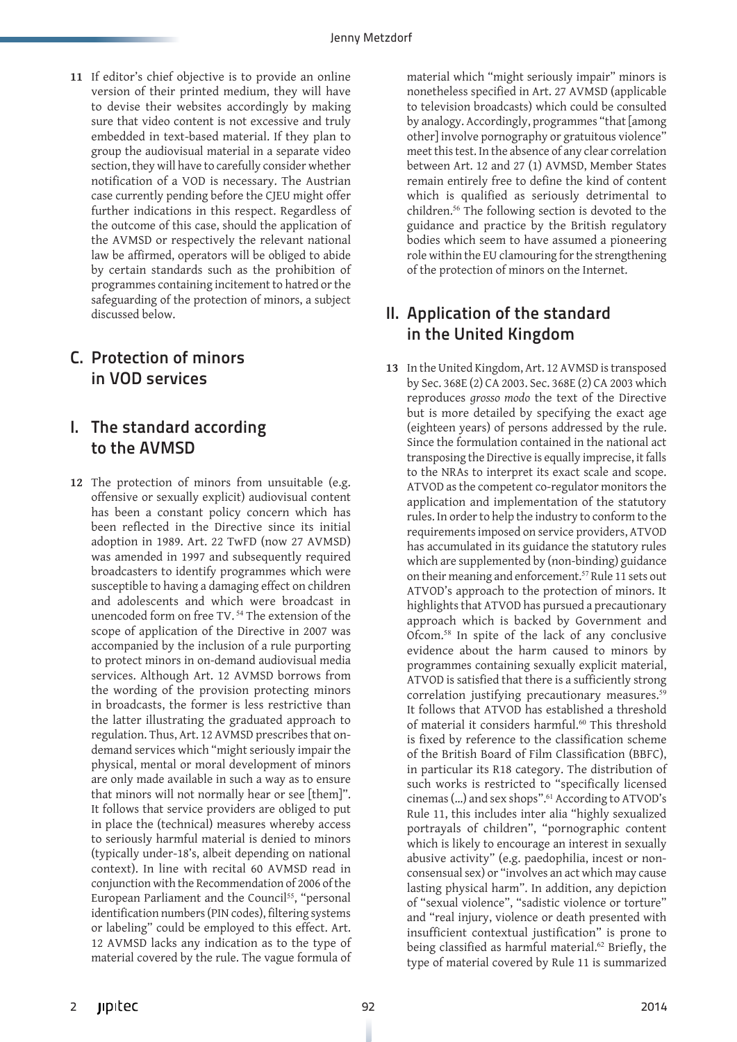**11** If editor's chief objective is to provide an online version of their printed medium, they will have to devise their websites accordingly by making sure that video content is not excessive and truly embedded in text-based material. If they plan to group the audiovisual material in a separate video section, they will have to carefully consider whether notification of a VOD is necessary. The Austrian case currently pending before the CJEU might offer further indications in this respect. Regardless of the outcome of this case, should the application of the AVMSD or respectively the relevant national law be affirmed, operators will be obliged to abide by certain standards such as the prohibition of programmes containing incitement to hatred or the safeguarding of the protection of minors, a subject discussed below.

## C. Protection of minors in VOD services

## I. The standard according to the AVMSD

**12** The protection of minors from unsuitable (e.g. offensive or sexually explicit) audiovisual content has been a constant policy concern which has been reflected in the Directive since its initial adoption in 1989. Art. 22 TwFD (now 27 AVMSD) was amended in 1997 and subsequently required broadcasters to identify programmes which were susceptible to having a damaging effect on children and adolescents and which were broadcast in unencoded form on free TV. [54] The extension of the scope of application of the Directive in 2007 was accompanied by the inclusion of a rule purporting to protect minors in on-demand audiovisual media services. Although Art. 12 AVMSD borrows from the wording of the provision protecting minors in broadcasts, the former is less restrictive than the latter illustrating the graduated approach to regulation. Thus, Art. 12 AVMSD prescribes that on-demand services which "might seriously impair the physical, mental or moral development of minors are only made available in such a way as to ensure that minors will not normally hear or see [them]". It follows that service providers are obliged to put in place the (technical) measures whereby access to seriously harmful material is denied to minors (typically under-18's, albeit depending on national context). In line with recital 60 AVMSD read in conjunction with the Recommendation of 2006 of the European Parliament and the Council[55], "personal identification numbers (PIN codes), filtering systems or labeling" could be employed to this effect. Art. 12 AVMSD lacks any indication as to the type of material covered by the rule. The vague formula of material which "might seriously impair" minors is nonetheless specified in Art. 27 AVMSD (applicable to television broadcasts) which could be consulted by analogy. Accordingly, programmes "that [among other] involve pornography or gratuitous violence" meet this test. In the absence of any clear correlation between Art. 12 and 27 (1) AVMSD, Member States remain entirely free to define the kind of content which is qualified as seriously detrimental to children.[56] The following section is devoted to the guidance and practice by the British regulatory bodies which seem to have assumed a pioneering role within the EU clamouring for the strengthening of the protection of minors on the Internet.

## II. Application of the standard in the United Kingdom

**13** In the United Kingdom, Art. 12 AVMSD is transposed by Sec. 368E (2) CA 2003. Sec. 368E (2) CA 2003 which reproduces *grosso modo* the text of the Directive but is more detailed by specifying the exact age (eighteen years) of persons addressed by the rule. Since the formulation contained in the national act transposing the Directive is equally imprecise, it falls to the NRAs to interpret its exact scale and scope. ATVOD as the competent co-regulator monitors the application and implementation of the statutory rules. In order to help the industry to conform to the requirements imposed on service providers, ATVOD has accumulated in its guidance the statutory rules which are supplemented by (non-binding) guidance on their meaning and enforcement.[57] Rule 11 sets out ATVOD's approach to the protection of minors. It highlights that ATVOD has pursued a precautionary approach which is backed by Government and Ofcom.[58] In spite of the lack of any conclusive evidence about the harm caused to minors by programmes containing sexually explicit material, ATVOD is satisfied that there is a sufficiently strong correlation justifying precautionary measures.[59] It follows that ATVOD has established a threshold of material it considers harmful.[60] This threshold is fixed by reference to the classification scheme of the British Board of Film Classification (BBFC), in particular its R18 category. The distribution of such works is restricted to "specifically licensed cinemas (...) and sex shops".[61] According to ATVOD's Rule 11, this includes inter alia "highly sexualized portrayals of children", "pornographic content which is likely to encourage an interest in sexually abusive activity" (e.g. paedophilia, incest or non-consensual sex) or "involves an act which may cause lasting physical harm". In addition, any depiction of "sexual violence", "sadistic violence or torture" and "real injury, violence or death presented with insufficient contextual justification" is prone to being classified as harmful material.[62] Briefly, the type of material covered by Rule 11 is summarized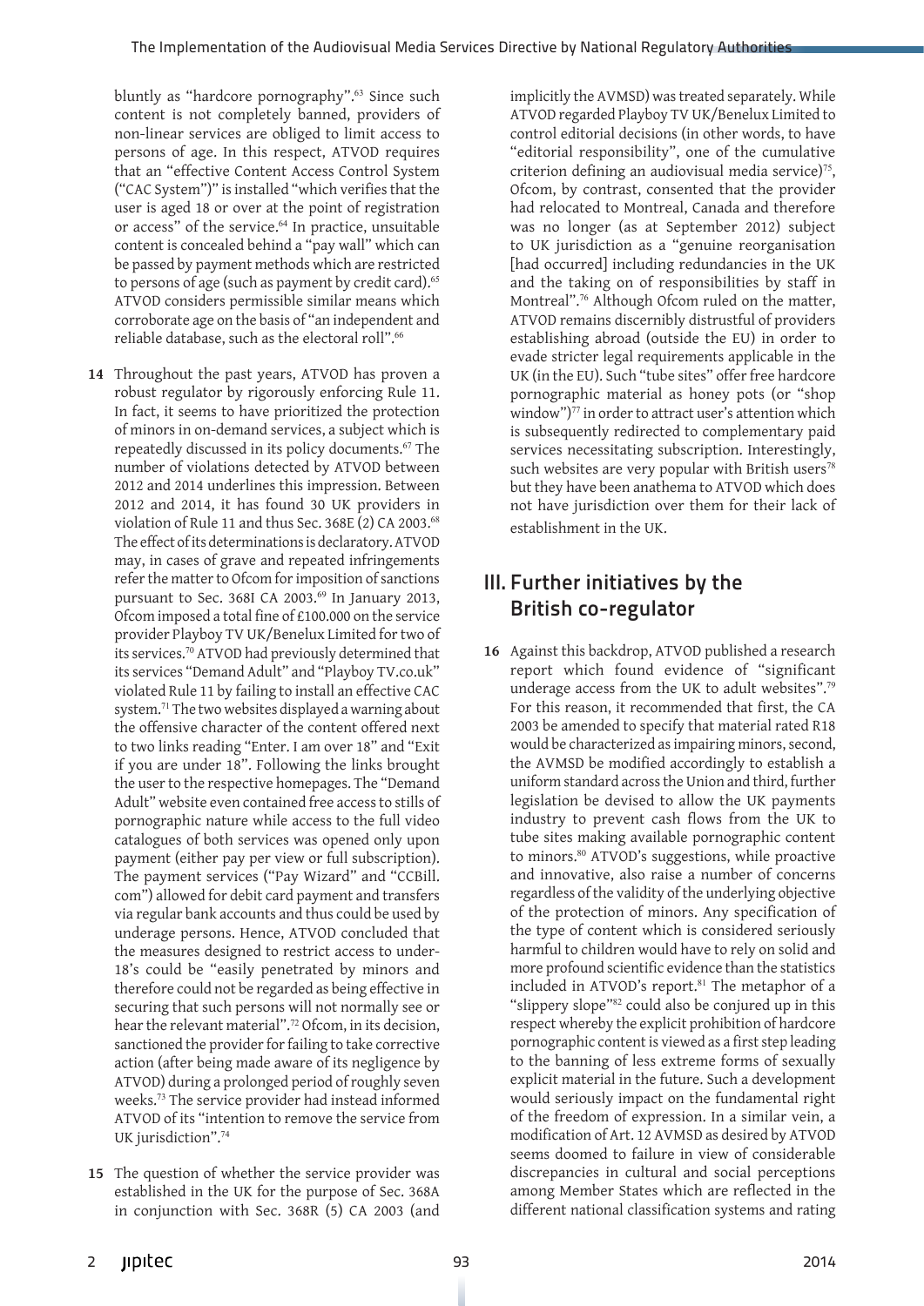bluntly as "hardcore pornography".[63] Since such content is not completely banned, providers of non-linear services are obliged to limit access to persons of age. In this respect, ATVOD requires that an "effective Content Access Control System ("CAC System")" is installed "which verifies that the user is aged 18 or over at the point of registration or access" of the service.[64] In practice, unsuitable content is concealed behind a "pay wall" which can be passed by payment methods which are restricted to persons of age (such as payment by credit card).[65] ATVOD considers permissible similar means which corroborate age on the basis of "an independent and reliable database, such as the electoral roll".[66]

**14** Throughout the past years, ATVOD has proven a robust regulator by rigorously enforcing Rule 11. In fact, it seems to have prioritized the protection of minors in on-demand services, a subject which is repeatedly discussed in its policy documents.[67] The number of violations detected by ATVOD between 2012 and 2014 underlines this impression. Between 2012 and 2014, it has found 30 UK providers in violation of Rule 11 and thus Sec. 368E (2) CA 2003.[68] The effect of its determinations is declaratory. ATVOD may, in cases of grave and repeated infringements refer the matter to Ofcom for imposition of sanctions pursuant to Sec. 368I CA 2003.[69] In January 2013, Ofcom imposed a total fine of £100.000 on the service provider Playboy TV UK/Benelux Limited for two of its services.[70] ATVOD had previously determined that its services "Demand Adult" and "Playboy TV.co.uk" violated Rule 11 by failing to install an effective CAC system.[71] The two websites displayed a warning about the offensive character of the content offered next to two links reading "Enter. I am over 18" and "Exit if you are under 18". Following the links brought the user to the respective homepages. The "Demand Adult" website even contained free access to stills of pornographic nature while access to the full video catalogues of both services was opened only upon payment (either pay per view or full subscription). The payment services ("Pay Wizard" and "CCBill.com") allowed for debit card payment and transfers via regular bank accounts and thus could be used by underage persons. Hence, ATVOD concluded that the measures designed to restrict access to under-18's could be "easily penetrated by minors and therefore could not be regarded as being effective in securing that such persons will not normally see or hear the relevant material".[72] Ofcom, in its decision, sanctioned the provider for failing to take corrective action (after being made aware of its negligence by ATVOD) during a prolonged period of roughly seven weeks.[73] The service provider had instead informed ATVOD of its "intention to remove the service from UK jurisdiction".[74]

**15** The question of whether the service provider was established in the UK for the purpose of Sec. 368A in conjunction with Sec. 368R (5) CA 2003 (and implicitly the AVMSD) was treated separately. While ATVOD regarded Playboy TV UK/Benelux Limited to control editorial decisions (in other words, to have "editorial responsibility", one of the cumulative criterion defining an audiovisual media service)[75], Ofcom, by contrast, consented that the provider had relocated to Montreal, Canada and therefore was no longer (as at September 2012) subject to UK jurisdiction as a "genuine reorganisation [had occurred] including redundancies in the UK and the taking on of responsibilities by staff in Montreal".[76] Although Ofcom ruled on the matter, ATVOD remains discernibly distrustful of providers establishing abroad (outside the EU) in order to evade stricter legal requirements applicable in the UK (in the EU). Such "tube sites" offer free hardcore pornographic material as honey pots (or "shop window")[77] in order to attract user's attention which is subsequently redirected to complementary paid services necessitating subscription. Interestingly, such websites are very popular with British users[78] but they have been anathema to ATVOD which does not have jurisdiction over them for their lack of establishment in the UK.

## III. Further initiatives by the British co-regulator

**16** Against this backdrop, ATVOD published a research report which found evidence of "significant underage access from the UK to adult websites".[79] For this reason, it recommended that first, the CA 2003 be amended to specify that material rated R18 would be characterized as impairing minors, second, the AVMSD be modified accordingly to establish a uniform standard across the Union and third, further legislation be devised to allow the UK payments industry to prevent cash flows from the UK to tube sites making available pornographic content to minors.[80] ATVOD's suggestions, while proactive and innovative, also raise a number of concerns regardless of the validity of the underlying objective of the protection of minors. Any specification of the type of content which is considered seriously harmful to children would have to rely on solid and more profound scientific evidence than the statistics included in ATVOD's report.[81] The metaphor of a "slippery slope"[82] could also be conjured up in this respect whereby the explicit prohibition of hardcore pornographic content is viewed as a first step leading to the banning of less extreme forms of sexually explicit material in the future. Such a development would seriously impact on the fundamental right of the freedom of expression. In a similar vein, a modification of Art. 12 AVMSD as desired by ATVOD seems doomed to failure in view of considerable discrepancies in cultural and social perceptions among Member States which are reflected in the different national classification systems and rating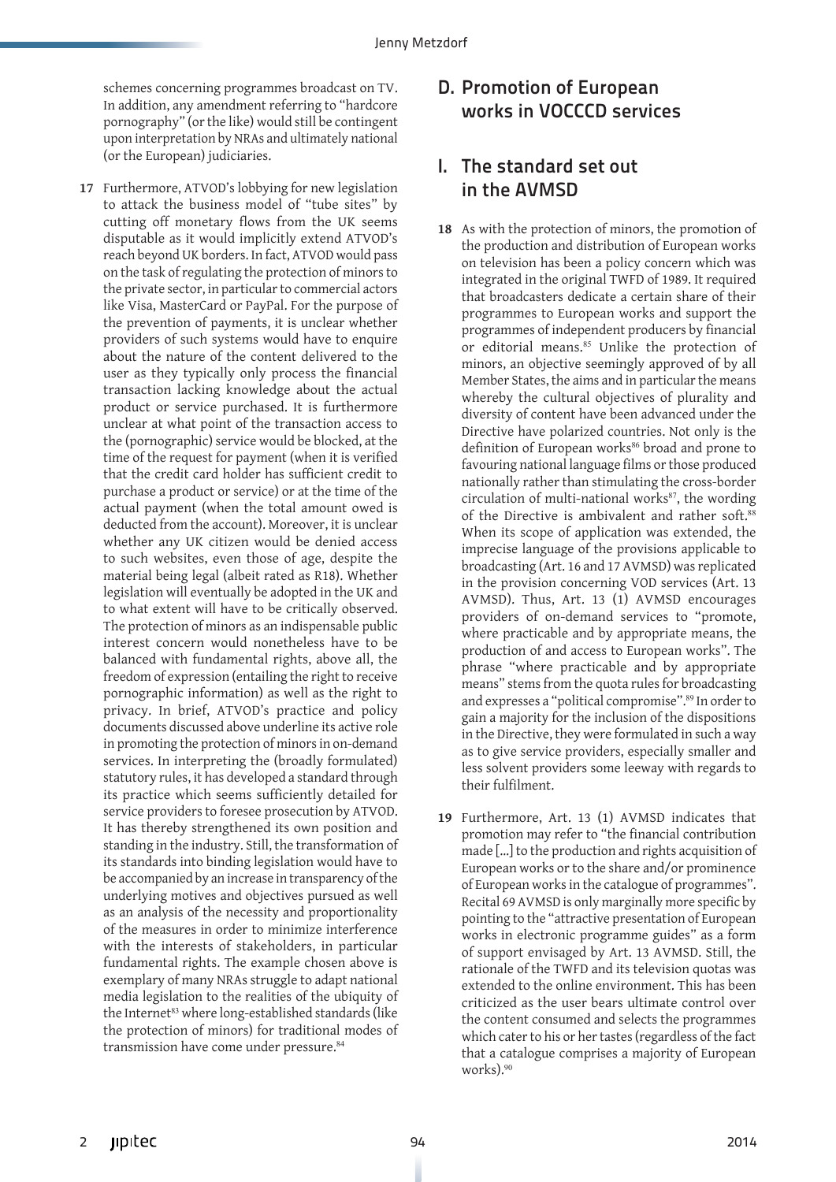schemes concerning programmes broadcast on TV. In addition, any amendment referring to "hardcore pornography" (or the like) would still be contingent upon interpretation by NRAs and ultimately national (or the European) judiciaries.

**17** Furthermore, ATVOD's lobbying for new legislation to attack the business model of "tube sites" by cutting off monetary flows from the UK seems disputable as it would implicitly extend ATVOD's reach beyond UK borders. In fact, ATVOD would pass on the task of regulating the protection of minors to the private sector, in particular to commercial actors like Visa, MasterCard or PayPal. For the purpose of the prevention of payments, it is unclear whether providers of such systems would have to enquire about the nature of the content delivered to the user as they typically only process the financial transaction lacking knowledge about the actual product or service purchased. It is furthermore unclear at what point of the transaction access to the (pornographic) service would be blocked, at the time of the request for payment (when it is verified that the credit card holder has sufficient credit to purchase a product or service) or at the time of the actual payment (when the total amount owed is deducted from the account). Moreover, it is unclear whether any UK citizen would be denied access to such websites, even those of age, despite the material being legal (albeit rated as R18). Whether legislation will eventually be adopted in the UK and to what extent will have to be critically observed. The protection of minors as an indispensable public interest concern would nonetheless have to be balanced with fundamental rights, above all, the freedom of expression (entailing the right to receive pornographic information) as well as the right to privacy. In brief, ATVOD's practice and policy documents discussed above underline its active role in promoting the protection of minors in on-demand services. In interpreting the (broadly formulated) statutory rules, it has developed a standard through its practice which seems sufficiently detailed for service providers to foresee prosecution by ATVOD. It has thereby strengthened its own position and standing in the industry. Still, the transformation of its standards into binding legislation would have to be accompanied by an increase in transparency of the underlying motives and objectives pursued as well as an analysis of the necessity and proportionality of the measures in order to minimize interference with the interests of stakeholders, in particular fundamental rights. The example chosen above is exemplary of many NRAs struggle to adapt national media legislation to the realities of the ubiquity of the Internet[83] where long-established standards (like the protection of minors) for traditional modes of transmission have come under pressure.[84]

## D. Promotion of European works in VOCCCD services

### I. The standard set out in the AVMSD

**18** As with the protection of minors, the promotion of the production and distribution of European works on television has been a policy concern which was integrated in the original TWFD of 1989. It required that broadcasters dedicate a certain share of their programmes to European works and support the programmes of independent producers by financial or editorial means.[85] Unlike the protection of minors, an objective seemingly approved of by all Member States, the aims and in particular the means whereby the cultural objectives of plurality and diversity of content have been advanced under the Directive have polarized countries. Not only is the definition of European works[86] broad and prone to favouring national language films or those produced nationally rather than stimulating the cross-border circulation of multi-national works[87], the wording of the Directive is ambivalent and rather soft.[88] When its scope of application was extended, the imprecise language of the provisions applicable to broadcasting (Art. 16 and 17 AVMSD) was replicated in the provision concerning VOD services (Art. 13 AVMSD). Thus, Art. 13 (1) AVMSD encourages providers of on-demand services to "promote, where practicable and by appropriate means, the production of and access to European works". The phrase "where practicable and by appropriate means" stems from the quota rules for broadcasting and expresses a "political compromise".[89] In order to gain a majority for the inclusion of the dispositions in the Directive, they were formulated in such a way as to give service providers, especially smaller and less solvent providers some leeway with regards to their fulfilment.

**19** Furthermore, Art. 13 (1) AVMSD indicates that promotion may refer to "the financial contribution made [...] to the production and rights acquisition of European works or to the share and/or prominence of European works in the catalogue of programmes". Recital 69 AVMSD is only marginally more specific by pointing to the "attractive presentation of European works in electronic programme guides" as a form of support envisaged by Art. 13 AVMSD. Still, the rationale of the TWFD and its television quotas was extended to the online environment. This has been criticized as the user bears ultimate control over the content consumed and selects the programmes which cater to his or her tastes (regardless of the fact that a catalogue comprises a majority of European works).[90]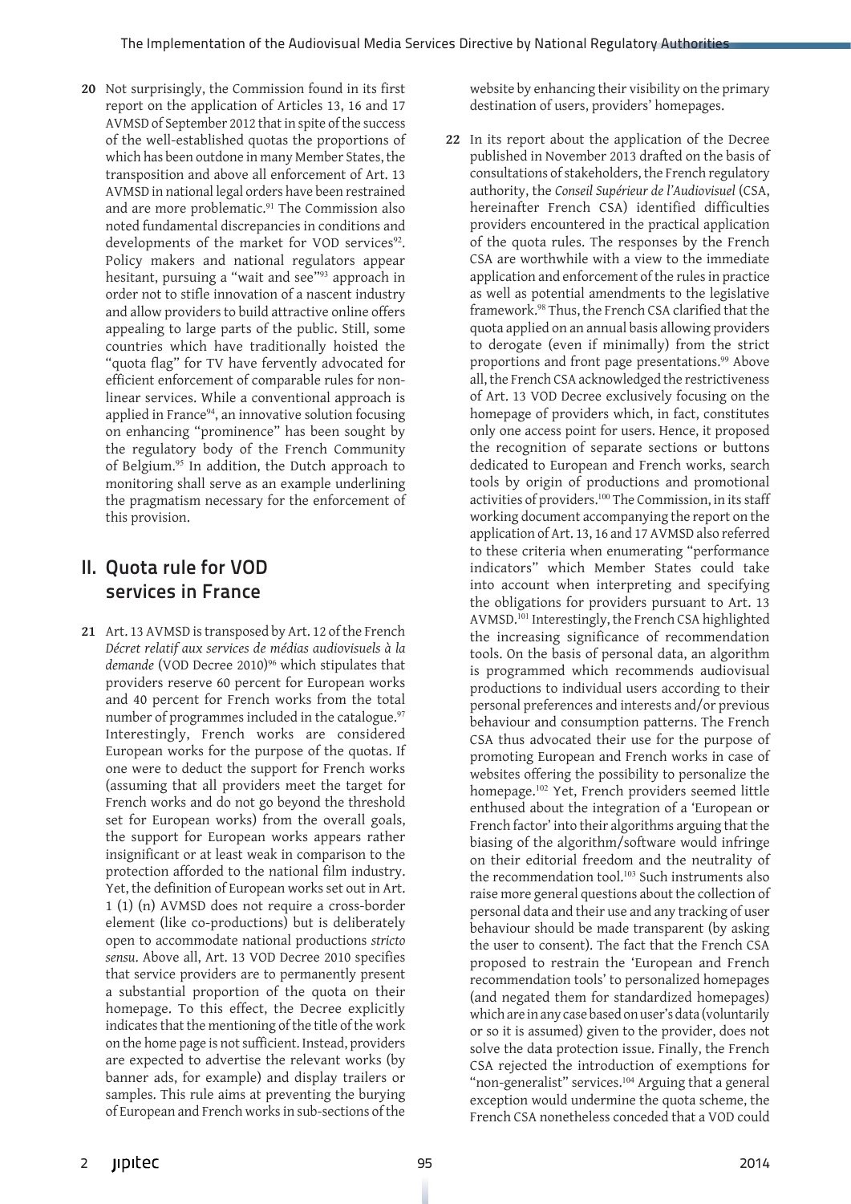**20** Not surprisingly, the Commission found in its first report on the application of Articles 13, 16 and 17 AVMSD of September 2012 that in spite of the success of the well-established quotas the proportions of which has been outdone in many Member States, the transposition and above all enforcement of Art. 13 AVMSD in national legal orders have been restrained and are more problematic.[91] The Commission also noted fundamental discrepancies in conditions and developments of the market for VOD services[92]. Policy makers and national regulators appear hesitant, pursuing a "wait and see"[93] approach in order not to stifle innovation of a nascent industry and allow providers to build attractive online offers appealing to large parts of the public. Still, some countries which have traditionally hoisted the "quota flag" for TV have fervently advocated for efficient enforcement of comparable rules for non-linear services. While a conventional approach is applied in France[94], an innovative solution focusing on enhancing "prominence" has been sought by the regulatory body of the French Community of Belgium.[95] In addition, the Dutch approach to monitoring shall serve as an example underlining the pragmatism necessary for the enforcement of this provision.

## II. Quota rule for VOD services in France

**21** Art. 13 AVMSD is transposed by Art. 12 of the French *Décret relatif aux services de médias audiovisuels à la demande* (VOD Decree 2010)[96] which stipulates that providers reserve 60 percent for European works and 40 percent for French works from the total number of programmes included in the catalogue.[97] Interestingly, French works are considered European works for the purpose of the quotas. If one were to deduct the support for French works (assuming that all providers meet the target for French works and do not go beyond the threshold set for European works) from the overall goals, the support for European works appears rather insignificant or at least weak in comparison to the protection afforded to the national film industry. Yet, the definition of European works set out in Art. 1 (1) (n) AVMSD does not require a cross-border element (like co-productions) but is deliberately open to accommodate national productions *stricto sensu*. Above all, Art. 13 VOD Decree 2010 specifies that service providers are to permanently present a substantial proportion of the quota on their homepage. To this effect, the Decree explicitly indicates that the mentioning of the title of the work on the home page is not sufficient. Instead, providers are expected to advertise the relevant works (by banner ads, for example) and display trailers or samples. This rule aims at preventing the burying of European and French works in sub-sections of the website by enhancing their visibility on the primary destination of users, providers' homepages.

**22** In its report about the application of the Decree published in November 2013 drafted on the basis of consultations of stakeholders, the French regulatory authority, the *Conseil Supérieur de l'Audiovisuel* (CSA, hereinafter French CSA) identified difficulties providers encountered in the practical application of the quota rules. The responses by the French CSA are worthwhile with a view to the immediate application and enforcement of the rules in practice as well as potential amendments to the legislative framework.[98] Thus, the French CSA clarified that the quota applied on an annual basis allowing providers to derogate (even if minimally) from the strict proportions and front page presentations.[99] Above all, the French CSA acknowledged the restrictiveness of Art. 13 VOD Decree exclusively focusing on the homepage of providers which, in fact, constitutes only one access point for users. Hence, it proposed the recognition of separate sections or buttons dedicated to European and French works, search tools by origin of productions and promotional activities of providers.[100] The Commission, in its staff working document accompanying the report on the application of Art. 13, 16 and 17 AVMSD also referred to these criteria when enumerating "performance indicators" which Member States could take into account when interpreting and specifying the obligations for providers pursuant to Art. 13 AVMSD.[101] Interestingly, the French CSA highlighted the increasing significance of recommendation tools. On the basis of personal data, an algorithm is programmed which recommends audiovisual productions to individual users according to their personal preferences and interests and/or previous behaviour and consumption patterns. The French CSA thus advocated their use for the purpose of promoting European and French works in case of websites offering the possibility to personalize the homepage.[102] Yet, French providers seemed little enthused about the integration of a 'European or French factor' into their algorithms arguing that the biasing of the algorithm/software would infringe on their editorial freedom and the neutrality of the recommendation tool.[103] Such instruments also raise more general questions about the collection of personal data and their use and any tracking of user behaviour should be made transparent (by asking the user to consent). The fact that the French CSA proposed to restrain the 'European and French recommendation tools' to personalized homepages (and negated them for standardized homepages) which are in any case based on user's data (voluntarily or so it is assumed) given to the provider, does not solve the data protection issue. Finally, the French CSA rejected the introduction of exemptions for "non-generalist" services.[104] Arguing that a general exception would undermine the quota scheme, the French CSA nonetheless conceded that a VOD could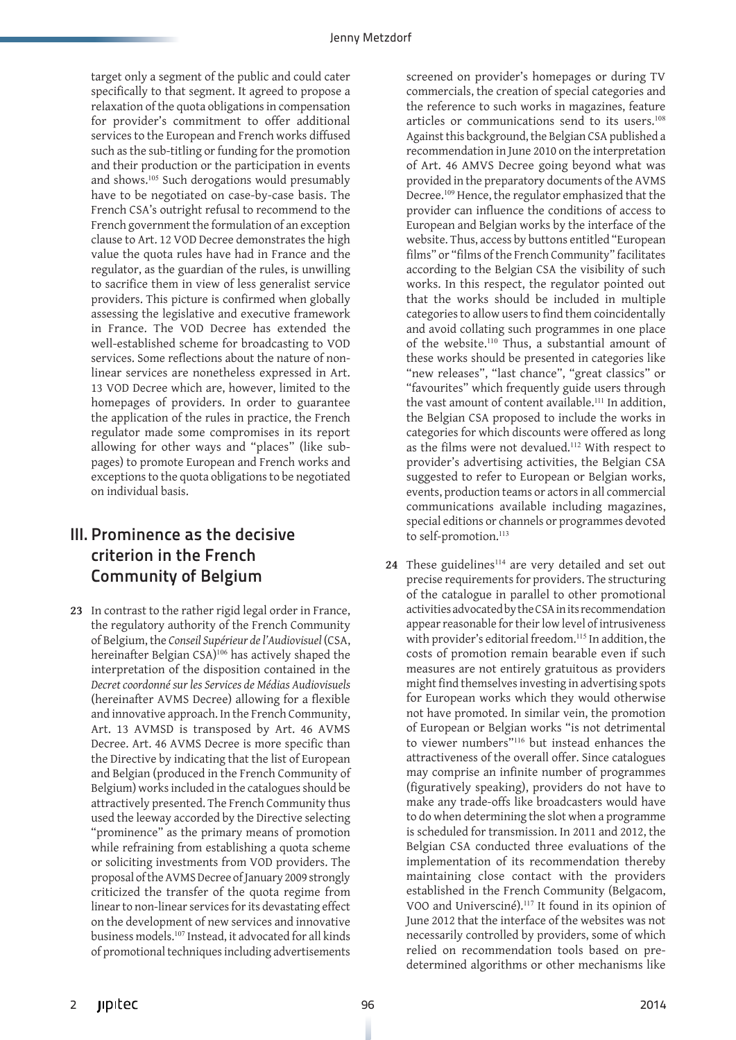target only a segment of the public and could cater specifically to that segment. It agreed to propose a relaxation of the quota obligations in compensation for provider's commitment to offer additional services to the European and French works diffused such as the sub-titling or funding for the promotion and their production or the participation in events and shows.[105] Such derogations would presumably have to be negotiated on case-by-case basis. The French CSA's outright refusal to recommend to the French government the formulation of an exception clause to Art. 12 VOD Decree demonstrates the high value the quota rules have had in France and the regulator, as the guardian of the rules, is unwilling to sacrifice them in view of less generalist service providers. This picture is confirmed when globally assessing the legislative and executive framework in France. The VOD Decree has extended the well-established scheme for broadcasting to VOD services. Some reflections about the nature of non-linear services are nonetheless expressed in Art. 13 VOD Decree which are, however, limited to the homepages of providers. In order to guarantee the application of the rules in practice, the French regulator made some compromises in its report allowing for other ways and "places" (like sub-pages) to promote European and French works and exceptions to the quota obligations to be negotiated on individual basis.

## III. Prominence as the decisive criterion in the French Community of Belgium

**23** In contrast to the rather rigid legal order in France, the regulatory authority of the French Community of Belgium, the *Conseil Supérieur de l'Audiovisuel* (CSA, hereinafter Belgian CSA)[106] has actively shaped the interpretation of the disposition contained in the *Decret coordonné sur les Services de Médias Audiovisuels* (hereinafter AVMS Decree) allowing for a flexible and innovative approach. In the French Community, Art. 13 AVMSD is transposed by Art. 46 AVMS Decree. Art. 46 AVMS Decree is more specific than the Directive by indicating that the list of European and Belgian (produced in the French Community of Belgium) works included in the catalogues should be attractively presented. The French Community thus used the leeway accorded by the Directive selecting "prominence" as the primary means of promotion while refraining from establishing a quota scheme or soliciting investments from VOD providers. The proposal of the AVMS Decree of January 2009 strongly criticized the transfer of the quota regime from linear to non-linear services for its devastating effect on the development of new services and innovative business models.[107] Instead, it advocated for all kinds of promotional techniques including advertisements screened on provider's homepages or during TV commercials, the creation of special categories and the reference to such works in magazines, feature articles or communications send to its users.[108] Against this background, the Belgian CSA published a recommendation in June 2010 on the interpretation of Art. 46 AMVS Decree going beyond what was provided in the preparatory documents of the AVMS Decree.[109] Hence, the regulator emphasized that the provider can influence the conditions of access to European and Belgian works by the interface of the website. Thus, access by buttons entitled "European films" or "films of the French Community" facilitates according to the Belgian CSA the visibility of such works. In this respect, the regulator pointed out that the works should be included in multiple categories to allow users to find them coincidentally and avoid collating such programmes in one place of the website.[110] Thus, a substantial amount of these works should be presented in categories like "new releases", "last chance", "great classics" or "favourites" which frequently guide users through the vast amount of content available.[111] In addition, the Belgian CSA proposed to include the works in categories for which discounts were offered as long as the films were not devalued.[112] With respect to provider's advertising activities, the Belgian CSA suggested to refer to European or Belgian works, events, production teams or actors in all commercial communications available including magazines, special editions or channels or programmes devoted to self-promotion.[113]

**24** These guidelines[114] are very detailed and set out precise requirements for providers. The structuring of the catalogue in parallel to other promotional activities advocated by the CSA in its recommendation appear reasonable for their low level of intrusiveness with provider's editorial freedom.[115] In addition, the costs of promotion remain bearable even if such measures are not entirely gratuitous as providers might find themselves investing in advertising spots for European works which they would otherwise not have promoted. In similar vein, the promotion of European or Belgian works "is not detrimental to viewer numbers"[116] but instead enhances the attractiveness of the overall offer. Since catalogues may comprise an infinite number of programmes (figuratively speaking), providers do not have to make any trade-offs like broadcasters would have to do when determining the slot when a programme is scheduled for transmission. In 2011 and 2012, the Belgian CSA conducted three evaluations of the implementation of its recommendation thereby maintaining close contact with the providers established in the French Community (Belgacom, VOO and Universciné).[117] It found in its opinion of June 2012 that the interface of the websites was not necessarily controlled by providers, some of which relied on recommendation tools based on pre-determined algorithms or other mechanisms like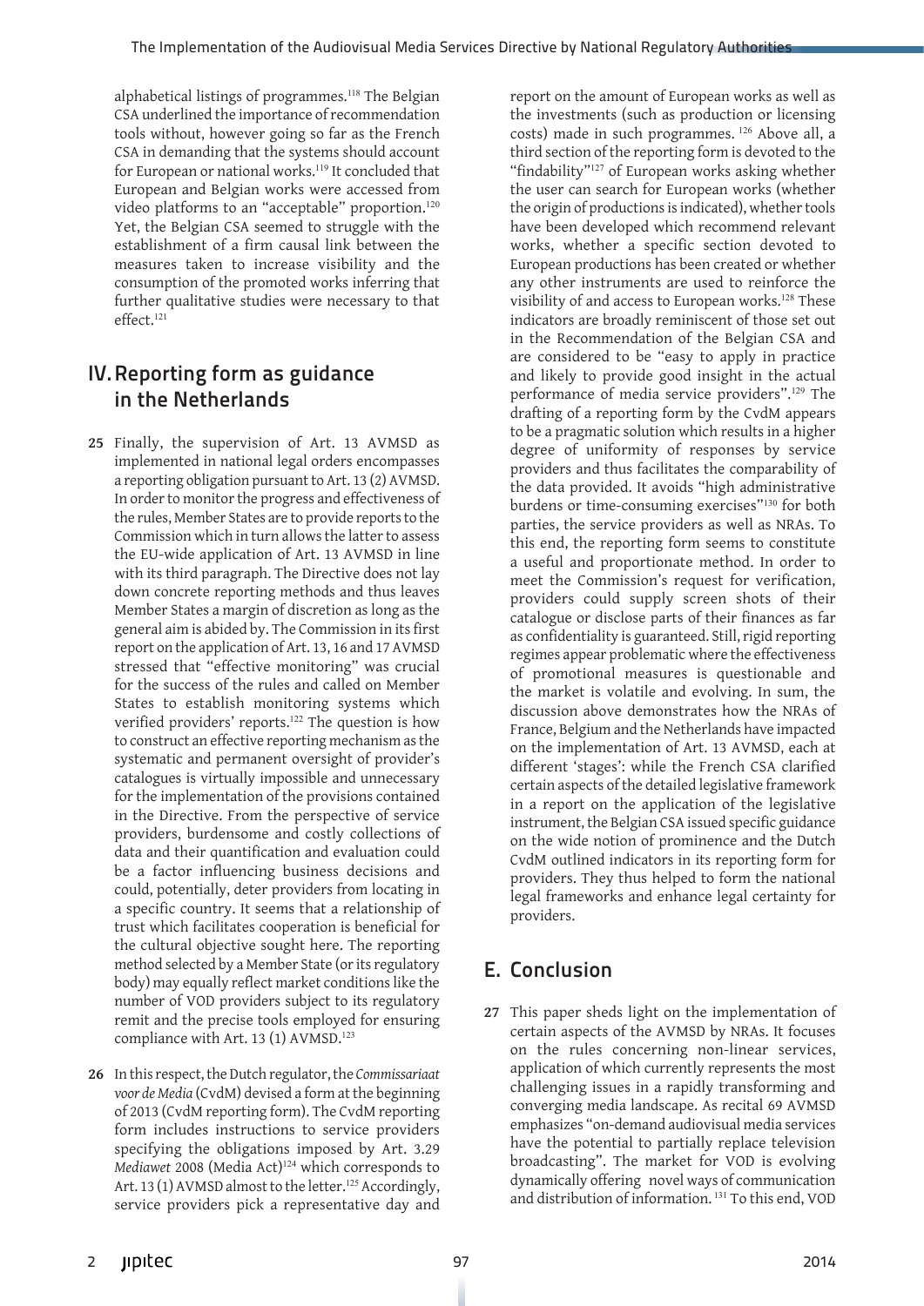alphabetical listings of programmes.[118] The Belgian CSA underlined the importance of recommendation tools without, however going so far as the French CSA in demanding that the systems should account for European or national works.[119] It concluded that European and Belgian works were accessed from video platforms to an "acceptable" proportion.[120] Yet, the Belgian CSA seemed to struggle with the establishment of a firm causal link between the measures taken to increase visibility and the consumption of the promoted works inferring that further qualitative studies were necessary to that effect.[121]

## IV. Reporting form as guidance in the Netherlands

**25** Finally, the supervision of Art. 13 AVMSD as implemented in national legal orders encompasses a reporting obligation pursuant to Art. 13 (2) AVMSD. In order to monitor the progress and effectiveness of the rules, Member States are to provide reports to the Commission which in turn allows the latter to assess the EU-wide application of Art. 13 AVMSD in line with its third paragraph. The Directive does not lay down concrete reporting methods and thus leaves Member States a margin of discretion as long as the general aim is abided by. The Commission in its first report on the application of Art. 13, 16 and 17 AVMSD stressed that "effective monitoring" was crucial for the success of the rules and called on Member States to establish monitoring systems which verified providers' reports.[122] The question is how to construct an effective reporting mechanism as the systematic and permanent oversight of provider's catalogues is virtually impossible and unnecessary for the implementation of the provisions contained in the Directive. From the perspective of service providers, burdensome and costly collections of data and their quantification and evaluation could be a factor influencing business decisions and could, potentially, deter providers from locating in a specific country. It seems that a relationship of trust which facilitates cooperation is beneficial for the cultural objective sought here. The reporting method selected by a Member State (or its regulatory body) may equally reflect market conditions like the number of VOD providers subject to its regulatory remit and the precise tools employed for ensuring compliance with Art. 13 (1) AVMSD.[123]

**26** In this respect, the Dutch regulator, the *Commissariaat voor de Media* (CvdM) devised a form at the beginning of 2013 (CvdM reporting form). The CvdM reporting form includes instructions to service providers specifying the obligations imposed by Art. 3.29 *Mediawet* 2008 (Media Act)[124] which corresponds to Art. 13 (1) AVMSD almost to the letter.[125] Accordingly, service providers pick a representative day and report on the amount of European works as well as the investments (such as production or licensing costs) made in such programmes.[126] Above all, a third section of the reporting form is devoted to the "findability"[127] of European works asking whether the user can search for European works (whether the origin of productions is indicated), whether tools have been developed which recommend relevant works, whether a specific section devoted to European productions has been created or whether any other instruments are used to reinforce the visibility of and access to European works.[128] These indicators are broadly reminiscent of those set out in the Recommendation of the Belgian CSA and are considered to be "easy to apply in practice and likely to provide good insight in the actual performance of media service providers".[129] The drafting of a reporting form by the CvdM appears to be a pragmatic solution which results in a higher degree of uniformity of responses by service providers and thus facilitates the comparability of the data provided. It avoids "high administrative burdens or time-consuming exercises"[130] for both parties, the service providers as well as NRAs. To this end, the reporting form seems to constitute a useful and proportionate method. In order to meet the Commission's request for verification, providers could supply screen shots of their catalogue or disclose parts of their finances as far as confidentiality is guaranteed. Still, rigid reporting regimes appear problematic where the effectiveness of promotional measures is questionable and the market is volatile and evolving. In sum, the discussion above demonstrates how the NRAs of France, Belgium and the Netherlands have impacted on the implementation of Art. 13 AVMSD, each at different 'stages': while the French CSA clarified certain aspects of the detailed legislative framework in a report on the application of the legislative instrument, the Belgian CSA issued specific guidance on the wide notion of prominence and the Dutch CvdM outlined indicators in its reporting form for providers. They thus helped to form the national legal frameworks and enhance legal certainty for providers.

# E. Conclusion

**27** This paper sheds light on the implementation of certain aspects of the AVMSD by NRAs. It focuses on the rules concerning non-linear services, application of which currently represents the most challenging issues in a rapidly transforming and converging media landscape. As recital 69 AVMSD emphasizes "on-demand audiovisual media services have the potential to partially replace television broadcasting". The market for VOD is evolving dynamically offering novel ways of communication and distribution of information.[131] To this end, VOD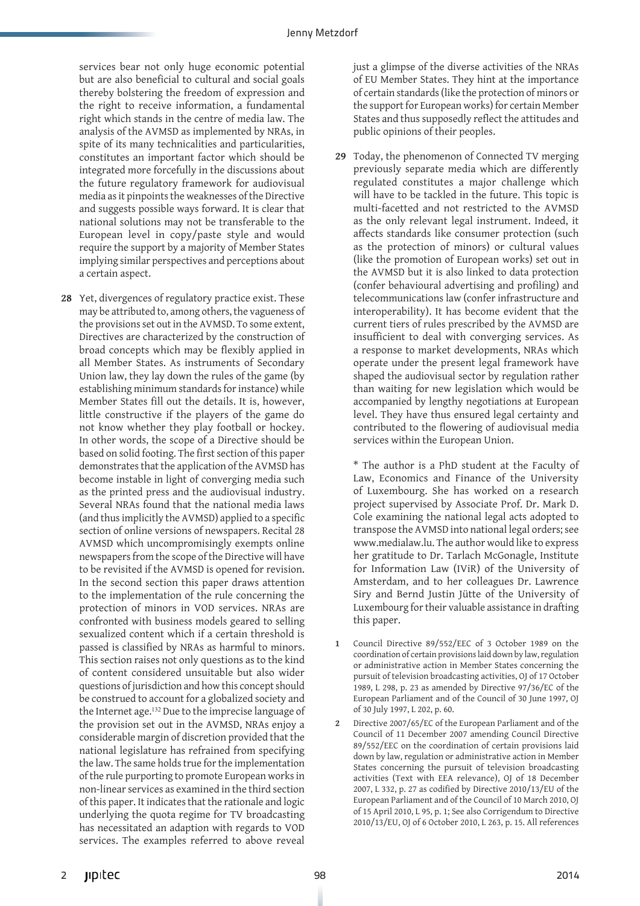services bear not only huge economic potential but are also beneficial to cultural and social goals thereby bolstering the freedom of expression and the right to receive information, a fundamental right which stands in the centre of media law. The analysis of the AVMSD as implemented by NRAs, in spite of its many technicalities and particularities, constitutes an important factor which should be integrated more forcefully in the discussions about the future regulatory framework for audiovisual media as it pinpoints the weaknesses of the Directive and suggests possible ways forward. It is clear that national solutions may not be transferable to the European level in copy/paste style and would require the support by a majority of Member States implying similar perspectives and perceptions about a certain aspect.

**28** Yet, divergences of regulatory practice exist. These may be attributed to, among others, the vagueness of the provisions set out in the AVMSD. To some extent, Directives are characterized by the construction of broad concepts which may be flexibly applied in all Member States. As instruments of Secondary Union law, they lay down the rules of the game (by establishing minimum standards for instance) while Member States fill out the details. It is, however, little constructive if the players of the game do not know whether they play football or hockey. In other words, the scope of a Directive should be based on solid footing. The first section of this paper demonstrates that the application of the AVMSD has become instable in light of converging media such as the printed press and the audiovisual industry. Several NRAs found that the national media laws (and thus implicitly the AVMSD) applied to a specific section of online versions of newspapers. Recital 28 AVMSD which uncompromisingly exempts online newspapers from the scope of the Directive will have to be revisited if the AVMSD is opened for revision. In the second section this paper draws attention to the implementation of the rule concerning the protection of minors in VOD services. NRAs are confronted with business models geared to selling sexualized content which if a certain threshold is passed is classified by NRAs as harmful to minors. This section raises not only questions as to the kind of content considered unsuitable but also wider questions of jurisdiction and how this concept should be construed to account for a globalized society and the Internet age.[132] Due to the imprecise language of the provision set out in the AVMSD, NRAs enjoy a considerable margin of discretion provided that the national legislature has refrained from specifying the law. The same holds true for the implementation of the rule purporting to promote European works in non-linear services as examined in the third section of this paper. It indicates that the rationale and logic underlying the quota regime for TV broadcasting has necessitated an adaption with regards to VOD services. The examples referred to above reveal just a glimpse of the diverse activities of the NRAs of EU Member States. They hint at the importance of certain standards (like the protection of minors or the support for European works) for certain Member States and thus supposedly reflect the attitudes and public opinions of their peoples.

**29** Today, the phenomenon of Connected TV merging previously separate media which are differently regulated constitutes a major challenge which will have to be tackled in the future. This topic is multi-facetted and not restricted to the AVMSD as the only relevant legal instrument. Indeed, it affects standards like consumer protection (such as the protection of minors) or cultural values (like the promotion of European works) set out in the AVMSD but it is also linked to data protection (confer behavioural advertising and profiling) and telecommunications law (confer infrastructure and interoperability). It has become evident that the current tiers of rules prescribed by the AVMSD are insufficient to deal with converging services. As a response to market developments, NRAs which operate under the present legal framework have shaped the audiovisual sector by regulation rather than waiting for new legislation which would be accompanied by lengthy negotiations at European level. They have thus ensured legal certainty and contributed to the flowering of audiovisual media services within the European Union.

\* The author is a PhD student at the Faculty of Law, Economics and Finance of the University of Luxembourg. She has worked on a research project supervised by Associate Prof. Dr. Mark D. Cole examining the national legal acts adopted to transpose the AVMSD into national legal orders; see www.medialaw.lu. The author would like to express her gratitude to Dr. Tarlach McGonagle, Institute for Information Law (IViR) of the University of Amsterdam, and to her colleagues Dr. Lawrence Siry and Bernd Justin Jütte of the University of Luxembourg for their valuable assistance in drafting this paper.

1 Council Directive 89/552/EEC of 3 October 1989 on the coordination of certain provisions laid down by law, regulation or administrative action in Member States concerning the pursuit of television broadcasting activities, OJ of 17 October 1989, L 298, p. 23 as amended by Directive 97/36/EC of the European Parliament and of the Council of 30 June 1997, OJ of 30 July 1997, L 202, p. 60.

2 Directive 2007/65/EC of the European Parliament and of the Council of 11 December 2007 amending Council Directive 89/552/EEC on the coordination of certain provisions laid down by law, regulation or administrative action in Member States concerning the pursuit of television broadcasting activities (Text with EEA relevance), OJ of 18 December 2007, L 332, p. 27 as codified by Directive 2010/13/EU of the European Parliament and of the Council of 10 March 2010, OJ of 15 April 2010, L 95, p. 1; See also Corrigendum to Directive 2010/13/EU, OJ of 6 October 2010, L 263, p. 15. All references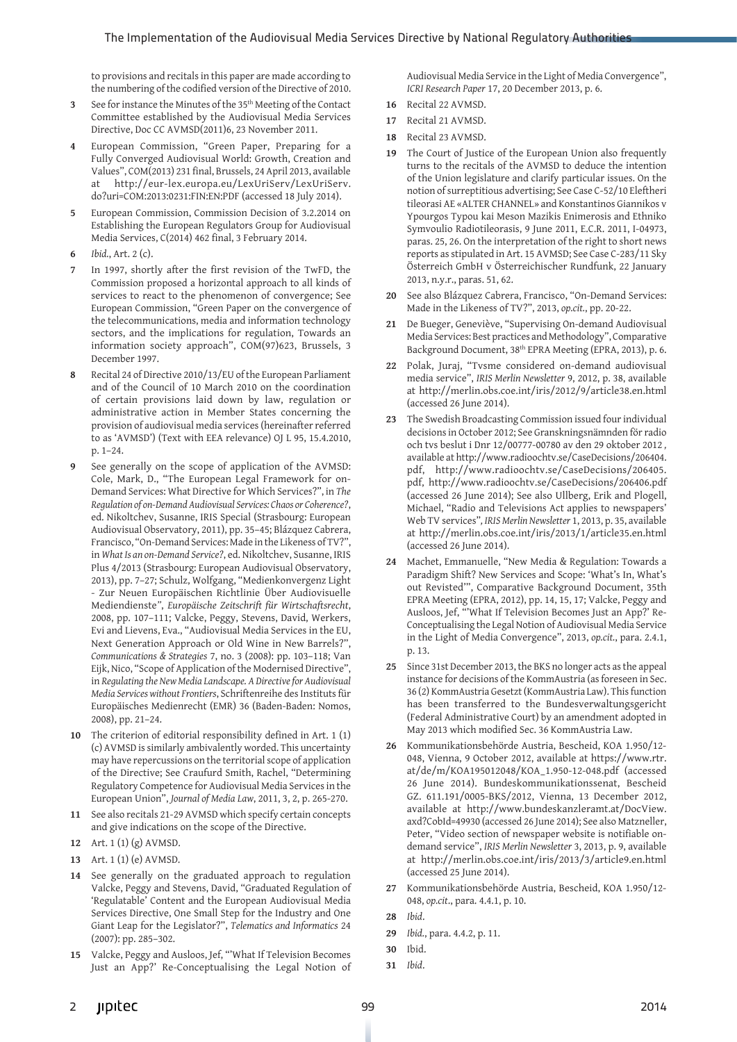to provisions and recitals in this paper are made according to the numbering of the codified version of the Directive of 2010.

3 See for instance the Minutes of the 35th Meeting of the Contact Committee established by the Audiovisual Media Services Directive, Doc CC AVMSD(2011)6, 23 November 2011.

4 European Commission, "Green Paper, Preparing for a Fully Converged Audiovisual World: Growth, Creation and Values", COM(2013) 231 final, Brussels, 24 April 2013, available at http://eur-lex.europa.eu/LexUriServ/LexUriServ.do?uri=COM:2013:0231:FIN:EN:PDF (accessed 18 July 2014).

5 European Commission, Commission Decision of 3.2.2014 on Establishing the European Regulators Group for Audiovisual Media Services, C(2014) 462 final, 3 February 2014.

6 *Ibid.*, Art. 2 (c).

7 In 1997, shortly after the first revision of the TwFD, the Commission proposed a horizontal approach to all kinds of services to react to the phenomenon of convergence; See European Commission, "Green Paper on the convergence of the telecommunications, media and information technology sectors, and the implications for regulation, Towards an information society approach", COM(97)623, Brussels, 3 December 1997.

8 Recital 24 of Directive 2010/13/EU of the European Parliament and of the Council of 10 March 2010 on the coordination of certain provisions laid down by law, regulation or administrative action in Member States concerning the provision of audiovisual media services (hereinafter referred to as 'AVMSD') (Text with EEA relevance) OJ L 95, 15.4.2010, p. 1–24.

9 See generally on the scope of application of the AVMSD: Cole, Mark, D., "The European Legal Framework for on-Demand Services: What Directive for Which Services?", in *The Regulation of on-Demand Audiovisual Services: Chaos or Coherence?*, ed. Nikoltchev, Susanne, IRIS Special (Strasbourg: European Audiovisual Observatory, 2011), pp. 35–45; Blázquez Cabrera, Francisco, "On-Demand Services: Made in the Likeness of TV?", in *What Is an on-Demand Service?*, ed. Nikoltchev, Susanne, IRIS Plus 4/2013 (Strasbourg: European Audiovisual Observatory, 2013), pp. 7–27; Schulz, Wolfgang, "Medienkonvergenz Light - Zur Neuen Europäischen Richtlinie Über Audiovisuelle Mediendienste", *Europäische Zeitschrift für Wirtschaftsrecht*, 2008, pp. 107–111; Valcke, Peggy, Stevens, David, Werkers, Evi and Lievens, Eva., "Audiovisual Media Services in the EU, Next Generation Approach or Old Wine in New Barrels?", *Communications & Strategies* 7, no. 3 (2008): pp. 103–118; Van Eijk, Nico, "Scope of Application of the Modernised Directive", in *Regulating the New Media Landscape. A Directive for Audiovisual Media Services without Frontiers*, Schriftenreihe des Instituts für Europäisches Medienrecht (EMR) 36 (Baden-Baden: Nomos, 2008), pp. 21–24.

10 The criterion of editorial responsibility defined in Art. 1 (1) (c) AVMSD is similarly ambivalently worded. This uncertainty may have repercussions on the territorial scope of application of the Directive; See Craufurd Smith, Rachel, "Determining Regulatory Competence for Audiovisual Media Services in the European Union", *Journal of Media Law*, 2011, 3, 2, p. 265-270.

11 See also recitals 21-29 AVMSD which specify certain concepts and give indications on the scope of the Directive.

12 Art. 1 (1) (g) AVMSD.

13 Art. 1 (1) (e) AVMSD.

14 See generally on the graduated approach to regulation Valcke, Peggy and Stevens, David, "Graduated Regulation of 'Regulatable' Content and the European Audiovisual Media Services Directive, One Small Step for the Industry and One Giant Leap for the Legislator?", *Telematics and Informatics* 24 (2007): pp. 285–302.

15 Valcke, Peggy and Ausloos, Jef, "'What If Television Becomes Just an App?' Re-Conceptualising the Legal Notion of Audiovisual Media Service in the Light of Media Convergence", *ICRI Research Paper* 17, 20 December 2013, p. 6.

16 Recital 22 AVMSD.

17 Recital 21 AVMSD.

18 Recital 23 AVMSD.

19 The Court of Justice of the European Union also frequently turns to the recitals of the AVMSD to deduce the intention of the Union legislature and clarify particular issues. On the notion of surreptitious advertising; See Case C-52/10 Eleftheri tileorasi AE «ALTER CHANNEL» and Konstantinos Giannikos v Ypourgos Typou kai Meson Mazikis Enimerosis and Ethniko Symvoulio Radiotileorasis, 9 June 2011, E.C.R. 2011, I-04973, paras. 25, 26. On the interpretation of the right to short news reports as stipulated in Art. 15 AVMSD; See Case C-283/11 Sky Österreich GmbH v Österreichischer Rundfunk, 22 January 2013, n.y.r., paras. 51, 62.

20 See also Blázquez Cabrera, Francisco, "On-Demand Services: Made in the Likeness of TV?", 2013, *op.cit.*, pp. 20-22.

21 De Bueger, Geneviève, "Supervising On-demand Audiovisual Media Services: Best practices and Methodology", Comparative Background Document, 38th EPRA Meeting (EPRA, 2013), p. 6.

22 Polak, Juraj, "Tvsme considered on-demand audiovisual media service", *IRIS Merlin Newsletter* 9, 2012, p. 38, available at http://merlin.obs.coe.int/iris/2012/9/article38.en.html (accessed 26 June 2014).

23 The Swedish Broadcasting Commission issued four individual decisions in October 2012; See Granskningsnämnden för radio och tvs beslut i Dnr 12/00777-00780 av den 29 oktober 2012 , available at http://www.radioochtv.se/CaseDecisions/206404.pdf, http://www.radioochtv.se/CaseDecisions/206405.pdf, http://www.radioochtv.se/CaseDecisions/206406.pdf (accessed 26 June 2014); See also Ullberg, Erik and Plogell, Michael, "Radio and Televisions Act applies to newspapers' Web TV services", *IRIS Merlin Newsletter* 1, 2013, p. 35, available at http://merlin.obs.coe.int/iris/2013/1/article35.en.html (accessed 26 June 2014).

24 Machet, Emmanuelle, "New Media & Regulation: Towards a Paradigm Shift? New Services and Scope: 'What's In, What's out Revisited'", Comparative Background Document, 35th EPRA Meeting (EPRA, 2012), pp. 14, 15, 17; Valcke, Peggy and Ausloos, Jef, "'What If Television Becomes Just an App?' Re-Conceptualising the Legal Notion of Audiovisual Media Service in the Light of Media Convergence", 2013, *op.cit.*, para. 2.4.1, p. 13.

25 Since 31st December 2013, the BKS no longer acts as the appeal instance for decisions of the KommAustria (as foreseen in Sec. 36 (2) KommAustria Gesetzt (KommAustria Law). This function has been transferred to the Bundesverwaltungsgericht (Federal Administrative Court) by an amendment adopted in May 2013 which modified Sec. 36 KommAustria Law.

26 Kommunikationsbehörde Austria, Bescheid, KOA 1.950/12-048, Vienna, 9 October 2012, available at https://www.rtr.at/de/m/KOA195012048/KOA_1.950-12-048.pdf (accessed 26 June 2014). Bundeskommunikationssenat, Bescheid GZ. 611.191/0005-BKS/2012, Vienna, 13 December 2012, available at http://www.bundeskanzleramt.at/DocView.axd?CobId=49930 (accessed 26 June 2014); See also Matzneller, Peter, "Video section of newspaper website is notifiable on-demand service", *IRIS Merlin Newsletter* 3, 2013, p. 9, available at http://merlin.obs.coe.int/iris/2013/3/article9.en.html (accessed 25 June 2014).

27 Kommunikationsbehörde Austria, Bescheid, KOA 1.950/12-048, *op.cit.*, para. 4.4.1, p. 10.

28 *Ibid*.

29 *Ibid.*, para. 4.4.2, p. 11.

30 Ibid.

31 *Ibid*.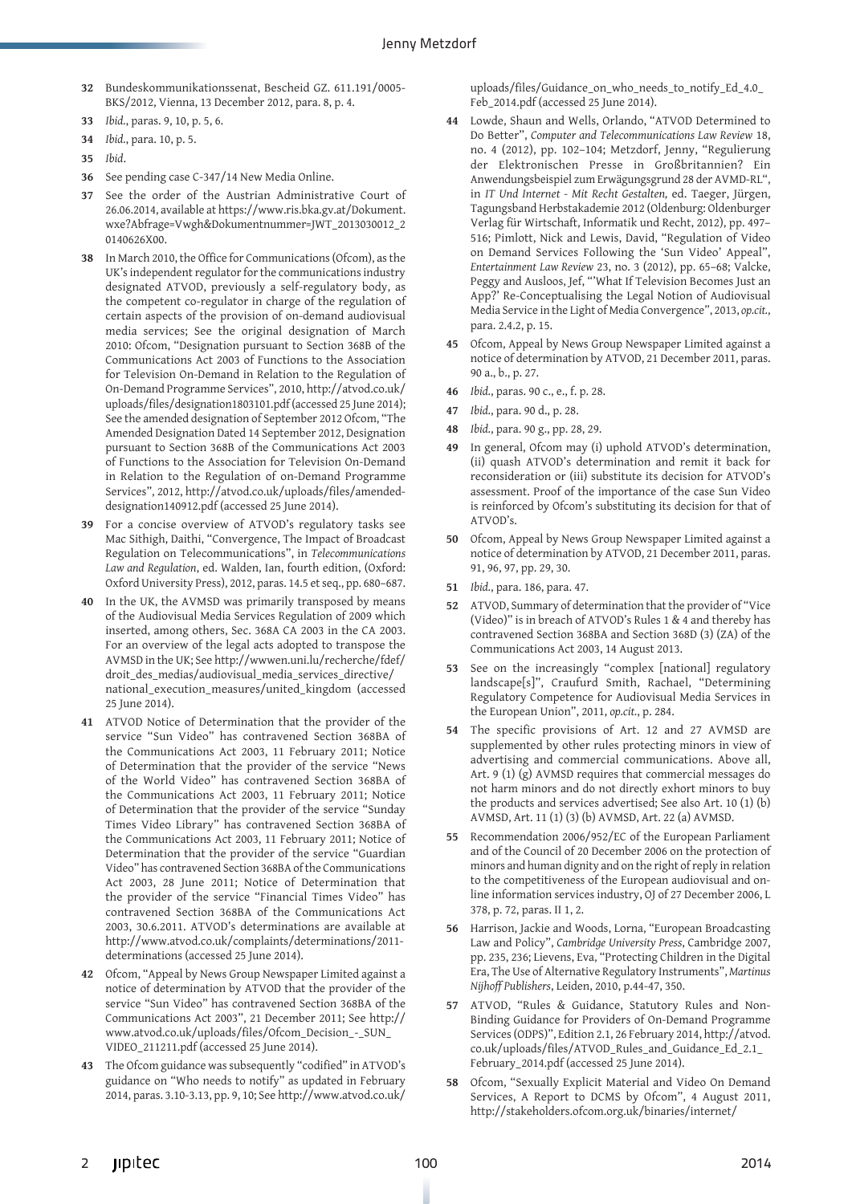32 Bundeskommunikationssenat, Bescheid GZ. 611.191/0005-BKS/2012, Vienna, 13 December 2012, para. 8, p. 4.

33 *Ibid*., paras. 9, 10, p. 5, 6.

34 *Ibid*., para. 10, p. 5.

35 *Ibid*.

36 See pending case C-347/14 New Media Online.

37 See the order of the Austrian Administrative Court of 26.06.2014, available at https://www.ris.bka.gv.at/Dokument.wxe?Abfrage=Vwgh&Dokumentnummer=JWT_2013030012_20140626X00.

38 In March 2010, the Office for Communications (Ofcom), as the UK's independent regulator for the communications industry designated ATVOD, previously a self-regulatory body, as the competent co-regulator in charge of the regulation of certain aspects of the provision of on-demand audiovisual media services; See the original designation of March 2010: Ofcom, "Designation pursuant to Section 368B of the Communications Act 2003 of Functions to the Association for Television On-Demand in Relation to the Regulation of On-Demand Programme Services", 2010, http://atvod.co.uk/uploads/files/designation1803101.pdf (accessed 25 June 2014); See the amended designation of September 2012 Ofcom, "The Amended Designation Dated 14 September 2012, Designation pursuant to Section 368B of the Communications Act 2003 of Functions to the Association for Television On-Demand in Relation to the Regulation of on-Demand Programme Services", 2012, http://atvod.co.uk/uploads/files/amended-designation140912.pdf (accessed 25 June 2014).

39 For a concise overview of ATVOD's regulatory tasks see Mac Sithigh, Daithi, "Convergence, The Impact of Broadcast Regulation on Telecommunications", in *Telecommunications Law and Regulation*, ed. Walden, Ian, fourth edition, (Oxford: Oxford University Press), 2012, paras. 14.5 et seq., pp. 680–687.

40 In the UK, the AVMSD was primarily transposed by means of the Audiovisual Media Services Regulation of 2009 which inserted, among others, Sec. 368A CA 2003 in the CA 2003. For an overview of the legal acts adopted to transpose the AVMSD in the UK; See http://wwwen.uni.lu/recherche/fdef/droit_des_medias/audiovisual_media_services_directive/national_execution_measures/united_kingdom (accessed 25 June 2014).

41 ATVOD Notice of Determination that the provider of the service "Sun Video" has contravened Section 368BA of the Communications Act 2003, 11 February 2011; Notice of Determination that the provider of the service "News of the World Video" has contravened Section 368BA of the Communications Act 2003, 11 February 2011; Notice of Determination that the provider of the service "Sunday Times Video Library" has contravened Section 368BA of the Communications Act 2003, 11 February 2011; Notice of Determination that the provider of the service "Guardian Video" has contravened Section 368BA of the Communications Act 2003, 28 June 2011; Notice of Determination that the provider of the service "Financial Times Video" has contravened Section 368BA of the Communications Act 2003, 30.6.2011. ATVOD's determinations are available at http://www.atvod.co.uk/complaints/determinations/2011-determinations (accessed 25 June 2014).

42 Ofcom, "Appeal by News Group Newspaper Limited against a notice of determination by ATVOD that the provider of the service "Sun Video" has contravened Section 368BA of the Communications Act 2003", 21 December 2011; See http://www.atvod.co.uk/uploads/files/Ofcom_Decision_-_SUN_VIDEO_211211.pdf (accessed 25 June 2014).

43 The Ofcom guidance was subsequently "codified" in ATVOD's guidance on "Who needs to notify" as updated in February 2014, paras. 3.10-3.13, pp. 9, 10; See http://www.atvod.co.uk/uploads/files/Guidance_on_who_needs_to_notify_Ed_4.0_Feb_2014.pdf (accessed 25 June 2014).

44 Lowde, Shaun and Wells, Orlando, "ATVOD Determined to Do Better", *Computer and Telecommunications Law Review* 18, no. 4 (2012), pp. 102–104; Metzdorf, Jenny, "Regulierung der Elektronischen Presse in Großbritannien? Ein Anwendungsbeispiel zum Erwägungsgrund 28 der AVMD-RL", in *IT Und Internet - Mit Recht Gestalten,* ed. Taeger, Jürgen, Tagungsband Herbstakademie 2012 (Oldenburg: Oldenburger Verlag für Wirtschaft, Informatik und Recht, 2012), pp. 497–516; Pimlott, Nick and Lewis, David, "Regulation of Video on Demand Services Following the 'Sun Video' Appeal", *Entertainment Law Review* 23, no. 3 (2012), pp. 65–68; Valcke, Peggy and Ausloos, Jef, "'What If Television Becomes Just an App?' Re-Conceptualising the Legal Notion of Audiovisual Media Service in the Light of Media Convergence", 2013, *op.cit.*, para. 2.4.2, p. 15.

45 Ofcom, Appeal by News Group Newspaper Limited against a notice of determination by ATVOD, 21 December 2011, paras. 90 a., b., p. 27.

46 *Ibid.*, paras. 90 c., e., f. p. 28.

47 *Ibid.*, para. 90 d., p. 28.

48 *Ibid.*, para. 90 g., pp. 28, 29.

49 In general, Ofcom may (i) uphold ATVOD's determination, (ii) quash ATVOD's determination and remit it back for reconsideration or (iii) substitute its decision for ATVOD's assessment. Proof of the importance of the case Sun Video is reinforced by Ofcom's substituting its decision for that of ATVOD's.

50 Ofcom, Appeal by News Group Newspaper Limited against a notice of determination by ATVOD, 21 December 2011, paras. 91, 96, 97, pp. 29, 30.

51 *Ibid.*, para. 186, para. 47.

52 ATVOD, Summary of determination that the provider of "Vice (Video)" is in breach of ATVOD's Rules 1 & 4 and thereby has contravened Section 368BA and Section 368D (3) (ZA) of the Communications Act 2003, 14 August 2013.

53 See on the increasingly "complex [national] regulatory landscape[s]", Craufurd Smith, Rachael, "Determining Regulatory Competence for Audiovisual Media Services in the European Union", 2011, *op.cit.*, p. 284.

54 The specific provisions of Art. 12 and 27 AVMSD are supplemented by other rules protecting minors in view of advertising and commercial communications. Above all, Art. 9 (1) (g) AVMSD requires that commercial messages do not harm minors and do not directly exhort minors to buy the products and services advertised; See also Art. 10 (1) (b) AVMSD, Art. 11 (1) (3) (b) AVMSD, Art. 22 (a) AVMSD.

55 Recommendation 2006/952/EC of the European Parliament and of the Council of 20 December 2006 on the protection of minors and human dignity and on the right of reply in relation to the competitiveness of the European audiovisual and on-line information services industry, OJ of 27 December 2006, L 378, p. 72, paras. II 1, 2.

56 Harrison, Jackie and Woods, Lorna, "European Broadcasting Law and Policy", *Cambridge University Press*, Cambridge 2007, pp. 235, 236; Lievens, Eva, "Protecting Children in the Digital Era, The Use of Alternative Regulatory Instruments", *Martinus Nijhoff Publishers*, Leiden, 2010, p.44-47, 350.

57 ATVOD, "Rules & Guidance, Statutory Rules and Non-Binding Guidance for Providers of On-Demand Programme Services (ODPS)", Edition 2.1, 26 February 2014, http://atvod.co.uk/uploads/files/ATVOD_Rules_and_Guidance_Ed_2.1_February_2014.pdf (accessed 25 June 2014).

58 Ofcom, "Sexually Explicit Material and Video On Demand Services, A Report to DCMS by Ofcom", 4 August 2011, http://stakeholders.ofcom.org.uk/binaries/internet/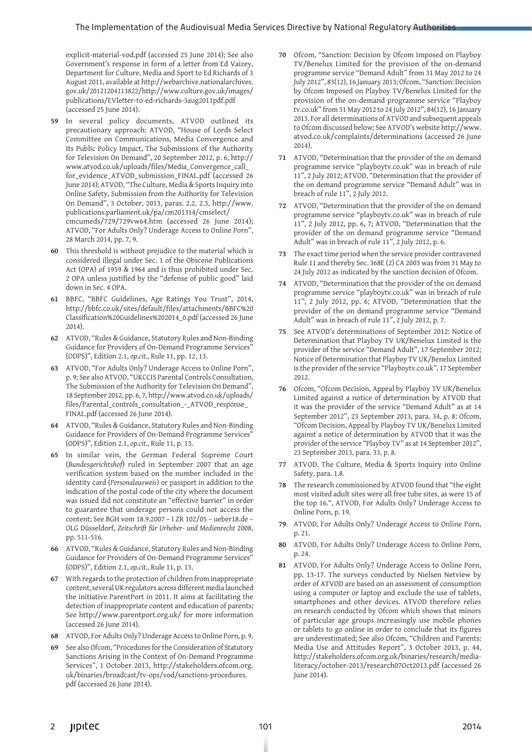explicit-material-vod.pdf (accessed 25 June 2014); See also Government's response in form of a letter from Ed Vaizey, Department for Culture, Media and Sport to Ed Richards of 3 August 2011, available at http://webarchive.nationalarchives.gov.uk/20121204113822/http://www.culture.gov.uk/images/publications/EVletter-to-ed-richards-3aug2011pdf.pdf (accessed 25 June 2014).

59 In several policy documents, ATVOD outlined its precautionary approach: ATVOD, "House of Lords Select Committee on Communications, Media Convergence and Its Public Policy Impact, The Submissions of the Authority for Television On Demand", 20 September 2012, p. 6, http://www.atvod.co.uk/uploads/files/Media_Convergence_call_for_evidence_ATVOD_submission_FINAL.pdf (accessed 26 June 2014); ATVOD, "The Culture, Media & Sports Inquiry into Online Safety, Submission from the Authority for Television On Demand", 3 October, 2013, paras. 2.2, 2.3, http://www.publications.parliament.uk/pa/cm201314/cmselect/cmcumeds/729/729vw64.htm (accessed 26 June 2014); ATVOD, "For Adults Only? Underage Access to Online Porn", 28 March 2014, pp. 7, 9.

60 This threshold is without prejudice to the material which is considered illegal under Sec. 1 of the Obscene Publications Act (OPA) of 1959 & 1964 and is thus prohibited under Sec. 2 OPA unless justified by the "defense of public good" laid down in Sec. 4 OPA.

61 BBFC, "BBFC Guidelines, Age Ratings You Trust", 2014, http://bbfc.co.uk/sites/default/files/attachments/BBFC%20Classification%20Guidelines%202014_0.pdf (accessed 26 June 2014).

62 ATVOD, "Rules & Guidance, Statutory Rules and Non-Binding Guidance for Providers of On-Demand Programme Services" (ODPS)", Edition 2.1, *op.cit.*, Rule 11, pp. 12, 13.

63 ATVOD, "For Adults Only? Underage Access to Online Porn", p. 9; See also ATVOD, "UKCCIS Parental Controls Consultation, The Submission of the Authority for Television On Demand", 18 September 2012, pp. 6, 7, http://www.atvod.co.uk/uploads/files/Parental_controls_consultation_-_ATVOD_response_FINAL.pdf (accessed 26 June 2014).

64 ATVOD, "Rules & Guidance, Statutory Rules and Non-Binding Guidance for Providers of On-Demand Programme Services" (ODPS)", Edition 2.1, *op.cit.*, Rule 11, p. 13.

65 In similar vein, the German Federal Supreme Court (*Bundesgerichtshof*) ruled in September 2007 that an age verification system based on the number included in the identity card (*Personalausweis*) or passport in addition to the indication of the postal code of the city where the document was issued did not constitute an "effective barrier" in order to guarantee that underage persons could not access the content; See BGH vom 18.9.2007 – I ZR 102/05 – ueber18.de – OLG Düsseldorf, *Zeitschrift für Urheber- und Medienrecht* 2008, pp. 511-516.

66 ATVOD, "Rules & Guidance, Statutory Rules and Non-Binding Guidance for Providers of On-Demand Programme Services" (ODPS)", Edition 2.1, *op.cit.*, Rule 11, p. 13.

67 With regards to the protection of children from inappropriate content, several UK regulators across different media launched the initiative ParentPort in 2011. It aims at facilitating the detection of inappropriate content and education of parents; See http://www.parentport.org.uk/ for more information (accessed 26 June 2014).

68 ATVOD, For Adults Only? Underage Access to Online Porn, p. 9.

69 See also Ofcom, "Procedures for the Consideration of Statutory Sanctions Arising in the Context of On-Demand Programme Services", 1 October 2013, http://stakeholders.ofcom.org.uk/binaries/broadcast/tv-ops/vod/sanctions-procedures.pdf (accessed 26 June 2014).

70 Ofcom, "Sanction: Decision by Ofcom Imposed on Playboy TV/Benelux Limited for the provision of the on-demand programme service "Demand Adult" from 31 May 2012 to 24 July 2012", 83(12), 16 January 2013; Ofcom, "Sanction: Decision by Ofcom Imposed on Playboy TV/Benelux Limited for the provision of the on-demand programme service "Playboy tv.co.uk" from 31 May 2012 to 24 July 2012", 84(12), 16 January 2013. For all determinations of ATVOD and subsequent appeals to Ofcom discussed below; See ATVOD's website http://www.atvod.co.uk/complaints/determinations (accessed 26 June 2014).

71 ATVOD, "Determination that the provider of the on demand programme service "playboytv.co.uk" was in breach of rule 11", 2 July 2012; ATVOD, "Determination that the provider of the on demand programme service "Demand Adult" was in breach of rule 11", 2 July 2012.

72 ATVOD, "Determination that the provider of the on demand programme service "playboytv.co.uk" was in breach of rule 11", 2 July 2012, pp. 6, 7; ATVOD, "Determination that the provider of the on demand programme service "Demand Adult" was in breach of rule 11", 2 July 2012, p. 6.

73 The exact time period when the service provider contravened Rule 11 and thereby Sec. 368E (2) CA 2003 was from 31 May to 24 July 2012 as indicated by the sanction decision of Ofcom.

74 ATVOD, "Determination that the provider of the on demand programme service "playboytv.co.uk" was in breach of rule 11", 2 July 2012, pp. 6; ATVOD, "Determination that the provider of the on demand programme service "Demand Adult" was in breach of rule 11", 2 July 2012, p. 7.

75 See ATVOD's determinations of September 2012: Notice of Determination that Playboy TV UK/Benelux Limited is the provider of the service "Demand Adult", 17 September 2012; Notice of Determination that Playboy TV UK/Benelux Limited is the provider of the service "Playboytv.co.uk", 17 September 2012.

76 Ofcom, "Ofcom Decision, Appeal by Playboy TV UK/Benelux Limited against a notice of determination by ATVOD that it was the provider of the service "Demand Adult" as at 14 September 2012", 23 September 2013, para. 34, p. 8; Ofcom, "Ofcom Decision, Appeal by Playboy TV UK/Benelux Limited against a notice of determination by ATVOD that it was the provider of the service "Playboy TV" as at 14 September 2012", 23 September 2013, para. 33, p. 8.

77 ATVOD, The Culture, Media & Sports Inquiry into Online Safety, para. 1.8.

78 The research commissioned by ATVOD found that "the eight most visited adult sites were all free tube sites, as were 15 of the top 16.", ATVOD, For Adults Only? Underage Access to Online Porn, p. 19.

79 ATVOD, For Adults Only? Underage Access to Online Porn, p. 21.

80 ATVOD, For Adults Only? Underage Access to Online Porn, p. 24.

81 ATVOD, For Adults Only? Underage Access to Online Porn, pp. 13-17. The surveys conducted by Nielsen Netview by order of ATVOD are based on an assessment of consumption using a computer or laptop and exclude the use of tablets, smartphones and other devices. ATVOD therefore relies on research conducted by Ofcom which shows that minors of particular age groups increasingly use mobile phones or tablets to go online in order to conclude that its figures are underestimated; See also Ofcom, "Children and Parents: Media Use and Attitudes Report", 3 October 2013, p. 44, http://stakeholders.ofcom.org.uk/binaries/research/media-literacy/october-2013/research07Oct2013.pdf (accessed 26 June 2014).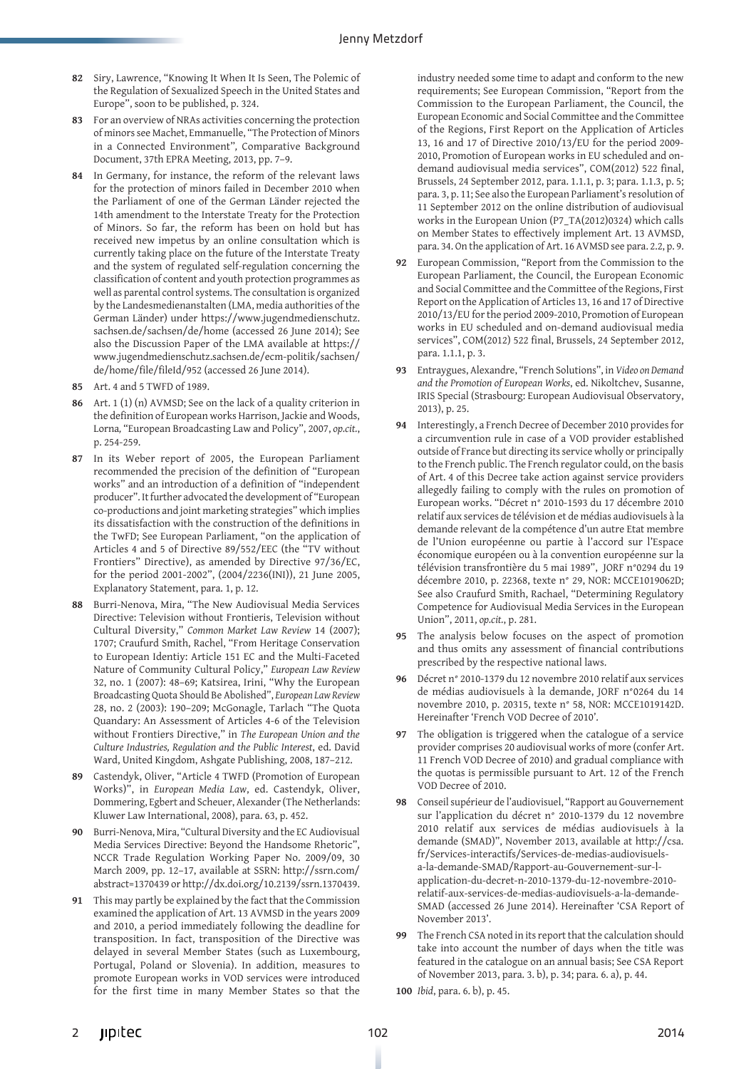**82** Siry, Lawrence, "Knowing It When It Is Seen, The Polemic of the Regulation of Sexualized Speech in the United States and Europe", soon to be published, p. 324.

**83** For an overview of NRAs activities concerning the protection of minors see Machet, Emmanuelle, "The Protection of Minors in a Connected Environment", Comparative Background Document, 37th EPRA Meeting, 2013, pp. 7–9.

**84** In Germany, for instance, the reform of the relevant laws for the protection of minors failed in December 2010 when the Parliament of one of the German Länder rejected the 14th amendment to the Interstate Treaty for the Protection of Minors. So far, the reform has been on hold but has received new impetus by an online consultation which is currently taking place on the future of the Interstate Treaty and the system of regulated self-regulation concerning the classification of content and youth protection programmes as well as parental control systems. The consultation is organized by the Landesmedienanstalten (LMA, media authorities of the German Länder) under https://www.jugendmedienschutz.sachsen.de/sachsen/de/home (accessed 26 June 2014); See also the Discussion Paper of the LMA available at https://www.jugendmedienschutz.sachsen.de/ecm-politik/sachsen/de/home/file/fileId/952 (accessed 26 June 2014).

**85** Art. 4 and 5 TWFD of 1989.

**86** Art. 1 (1) (n) AVMSD; See on the lack of a quality criterion in the definition of European works Harrison, Jackie and Woods, Lorna, "European Broadcasting Law and Policy", 2007, *op.cit.*, p. 254-259.

**87** In its Weber report of 2005, the European Parliament recommended the precision of the definition of "European works" and an introduction of a definition of "independent producer". It further advocated the development of "European co-productions and joint marketing strategies" which implies its dissatisfaction with the construction of the definitions in the TwFD; See European Parliament, "on the application of Articles 4 and 5 of Directive 89/552/EEC (the "TV without Frontiers" Directive), as amended by Directive 97/36/EC, for the period 2001-2002", (2004/2236(INI)), 21 June 2005, Explanatory Statement, para. 1, p. 12.

**88** Burri-Nenova, Mira, "The New Audiovisual Media Services Directive: Television without Frontieris, Television without Cultural Diversity," *Common Market Law Review* 14 (2007); 1707; Craufurd Smith, Rachel, "From Heritage Conservation to European Identiy: Article 151 EC and the Multi-Faceted Nature of Community Cultural Policy," *European Law Review* 32, no. 1 (2007): 48–69; Katsirea, Irini, "Why the European Broadcasting Quota Should Be Abolished", *European Law Review* 28, no. 2 (2003): 190–209; McGonagle, Tarlach "The Quota Quandary: An Assessment of Articles 4-6 of the Television without Frontiers Directive," in *The European Union and the Culture Industries, Regulation and the Public Interest*, ed. David Ward, United Kingdom, Ashgate Publishing, 2008, 187–212.

**89** Castendyk, Oliver, "Article 4 TWFD (Promotion of European Works)", in *European Media Law*, ed. Castendyk, Oliver, Dommering, Egbert and Scheuer, Alexander (The Netherlands: Kluwer Law International, 2008), para. 63, p. 452.

**90** Burri-Nenova, Mira, "Cultural Diversity and the EC Audiovisual Media Services Directive: Beyond the Handsome Rhetoric", NCCR Trade Regulation Working Paper No. 2009/09, 30 March 2009, pp. 12–17, available at SSRN: http://ssrn.com/abstract=1370439 or http://dx.doi.org/10.2139/ssrn.1370439.

**91** This may partly be explained by the fact that the Commission examined the application of Art. 13 AVMSD in the years 2009 and 2010, a period immediately following the deadline for transposition. In fact, transposition of the Directive was delayed in several Member States (such as Luxembourg, Portugal, Poland or Slovenia). In addition, measures to promote European works in VOD services were introduced for the first time in many Member States so that the industry needed some time to adapt and conform to the new requirements; See European Commission, "Report from the Commission to the European Parliament, the Council, the European Economic and Social Committee and the Committee of the Regions, First Report on the Application of Articles 13, 16 and 17 of Directive 2010/13/EU for the period 2009-2010, Promotion of European works in EU scheduled and on-demand audiovisual media services", COM(2012) 522 final, Brussels, 24 September 2012, para. 1.1.1, p. 3; para. 1.1.3, p. 5; para. 3, p. 11; See also the European Parliament's resolution of 11 September 2012 on the online distribution of audiovisual works in the European Union (P7_TA(2012)0324) which calls on Member States to effectively implement Art. 13 AVMSD, para. 34. On the application of Art. 16 AVMSD see para. 2.2, p. 9.

**92** European Commission, "Report from the Commission to the European Parliament, the Council, the European Economic and Social Committee and the Committee of the Regions, First Report on the Application of Articles 13, 16 and 17 of Directive 2010/13/EU for the period 2009-2010, Promotion of European works in EU scheduled and on-demand audiovisual media services", COM(2012) 522 final, Brussels, 24 September 2012, para. 1.1.1, p. 3.

**93** Entraygues, Alexandre, "French Solutions", in *Video on Demand and the Promotion of European Works*, ed. Nikoltchev, Susanne, IRIS Special (Strasbourg: European Audiovisual Observatory, 2013), p. 25.

**94** Interestingly, a French Decree of December 2010 provides for a circumvention rule in case of a VOD provider established outside of France but directing its service wholly or principally to the French public. The French regulator could, on the basis of Art. 4 of this Decree take action against service providers allegedly failing to comply with the rules on promotion of European works. "Décret n° 2010-1593 du 17 décembre 2010 relatif aux services de télévision et de médias audiovisuels à la demande relevant de la compétence d'un autre Etat membre de l'Union européenne ou partie à l'accord sur l'Espace économique européen ou à la convention européenne sur la télévision transfrontière du 5 mai 1989", JORF n°0294 du 19 décembre 2010, p. 22368, texte n° 29, NOR: MCCE1019062D; See also Craufurd Smith, Rachael, "Determining Regulatory Competence for Audiovisual Media Services in the European Union", 2011, *op.cit.*, p. 281.

**95** The analysis below focuses on the aspect of promotion and thus omits any assessment of financial contributions prescribed by the respective national laws.

**96** Décret n° 2010-1379 du 12 novembre 2010 relatif aux services de médias audiovisuels à la demande, JORF n°0264 du 14 novembre 2010, p. 20315, texte n° 58, NOR: MCCE1019142D. Hereinafter 'French VOD Decree of 2010'.

**97** The obligation is triggered when the catalogue of a service provider comprises 20 audiovisual works of more (confer Art. 11 French VOD Decree of 2010) and gradual compliance with the quotas is permissible pursuant to Art. 12 of the French VOD Decree of 2010.

**98** Conseil supérieur de l'audiovisuel, "Rapport au Gouvernement sur l'application du décret n° 2010-1379 du 12 novembre 2010 relatif aux services de médias audiovisuels à la demande (SMAD)", November 2013, available at http://csa.fr/Services-interactifs/Services-de-medias-audiovisuels-a-la-demande-SMAD/Rapport-au-Gouvernement-sur-l-application-du-decret-n-2010-1379-du-12-novembre-2010-relatif-aux-services-de-medias-audiovisuels-a-la-demande-SMAD (accessed 26 June 2014). Hereinafter 'CSA Report of November 2013'.

**99** The French CSA noted in its report that the calculation should take into account the number of days when the title was featured in the catalogue on an annual basis; See CSA Report of November 2013, para. 3. b), p. 34; para. 6. a), p. 44.

**100** *Ibid*, para. 6. b), p. 45.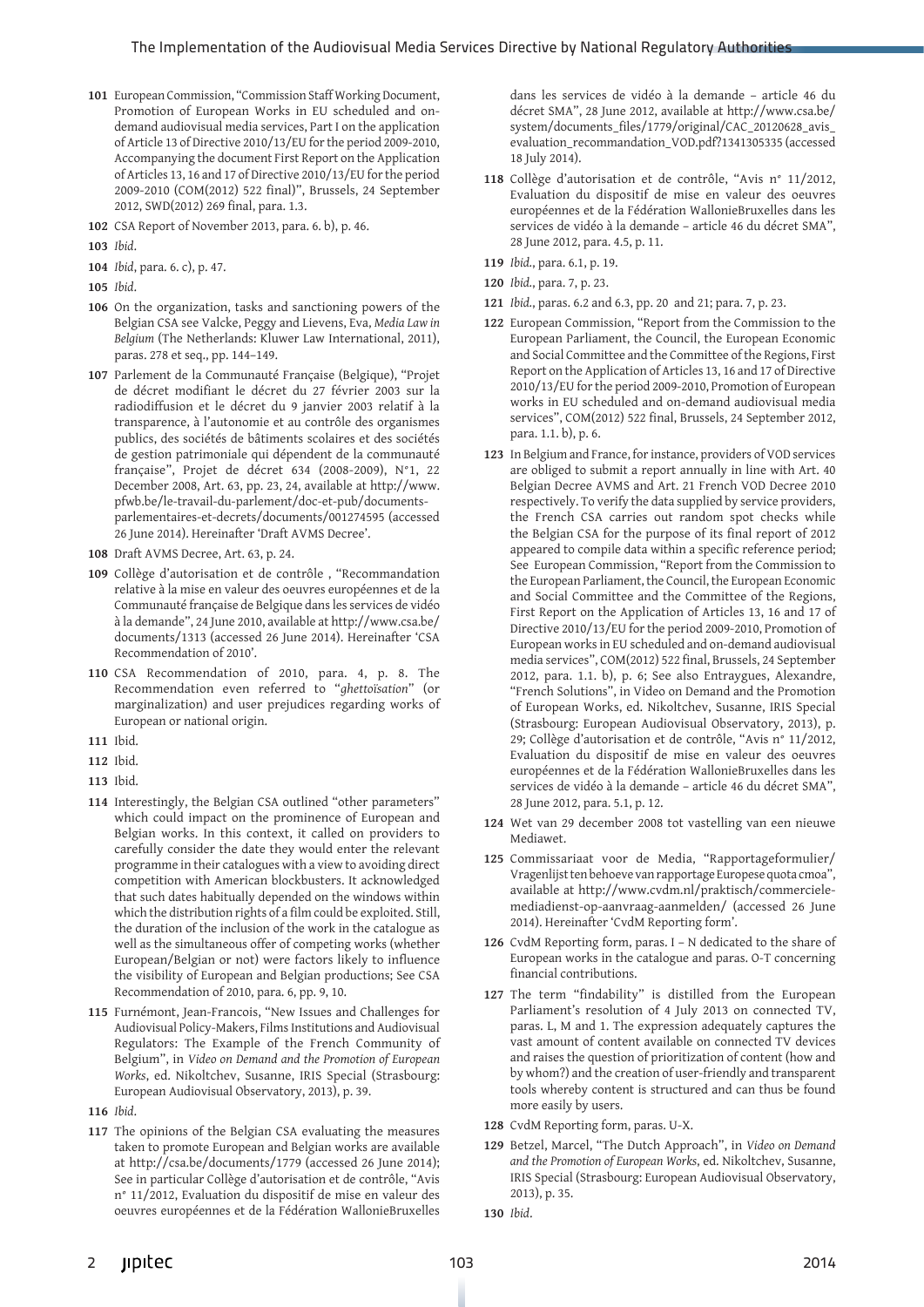101 European Commission, "Commission Staff Working Document, Promotion of European Works in EU scheduled and on-demand audiovisual media services, Part I on the application of Article 13 of Directive 2010/13/EU for the period 2009-2010, Accompanying the document First Report on the Application of Articles 13, 16 and 17 of Directive 2010/13/EU for the period 2009-2010 (COM(2012) 522 final)", Brussels, 24 September 2012, SWD(2012) 269 final, para. 1.3.

102 CSA Report of November 2013, para. 6. b), p. 46.

103 *Ibid*.

104 *Ibid*, para. 6. c), p. 47.

105 *Ibid*.

106 On the organization, tasks and sanctioning powers of the Belgian CSA see Valcke, Peggy and Lievens, Eva, *Media Law in Belgium* (The Netherlands: Kluwer Law International, 2011), paras. 278 et seq., pp. 144–149.

107 Parlement de la Communauté Française (Belgique), "Projet de décret modifiant le décret du 27 février 2003 sur la radiodiffusion et le décret du 9 janvier 2003 relatif à la transparence, à l'autonomie et au contrôle des organismes publics, des sociétés de bâtiments scolaires et des sociétés de gestion patrimoniale qui dépendent de la communauté française", Projet de décret 634 (2008-2009), N°1, 22 December 2008, Art. 63, pp. 23, 24, available at http://www.pfwb.be/le-travail-du-parlement/doc-et-pub/documents-parlementaires-et-decrets/documents/001274595 (accessed 26 June 2014). Hereinafter 'Draft AVMS Decree'.

108 Draft AVMS Decree, Art. 63, p. 24.

109 Collège d'autorisation et de contrôle , "Recommandation relative à la mise en valeur des oeuvres européennes et de la Communauté française de Belgique dans les services de vidéo à la demande", 24 June 2010, available at http://www.csa.be/documents/1313 (accessed 26 June 2014). Hereinafter 'CSA Recommendation of 2010'.

110 CSA Recommendation of 2010, para. 4, p. 8. The Recommendation even referred to "*ghettoïsation*" (or marginalization) and user prejudices regarding works of European or national origin.

111 Ibid.

112 Ibid.

113 Ibid.

114 Interestingly, the Belgian CSA outlined "other parameters" which could impact on the prominence of European and Belgian works. In this context, it called on providers to carefully consider the date they would enter the relevant programme in their catalogues with a view to avoiding direct competition with American blockbusters. It acknowledged that such dates habitually depended on the windows within which the distribution rights of a film could be exploited. Still, the duration of the inclusion of the work in the catalogue as well as the simultaneous offer of competing works (whether European/Belgian or not) were factors likely to influence the visibility of European and Belgian productions; See CSA Recommendation of 2010, para. 6, pp. 9, 10.

115 Furnémont, Jean-Francois, "New Issues and Challenges for Audiovisual Policy-Makers, Films Institutions and Audiovisual Regulators: The Example of the French Community of Belgium", in *Video on Demand and the Promotion of European Works*, ed. Nikoltchev, Susanne, IRIS Special (Strasbourg: European Audiovisual Observatory, 2013), p. 39.

116 *Ibid*.

117 The opinions of the Belgian CSA evaluating the measures taken to promote European and Belgian works are available at http://csa.be/documents/1779 (accessed 26 June 2014); See in particular Collège d'autorisation et de contrôle, "Avis n° 11/2012, Evaluation du dispositif de mise en valeur des oeuvres européennes et de la Fédération WallonieBruxelles dans les services de vidéo à la demande – article 46 du décret SMA", 28 June 2012, available at http://www.csa.be/system/documents_files/1779/original/CAC_20120628_avis_evaluation_recommandation_VOD.pdf?1341305335 (accessed 18 July 2014).

118 Collège d'autorisation et de contrôle, "Avis n° 11/2012, Evaluation du dispositif de mise en valeur des oeuvres européennes et de la Fédération WallonieBruxelles dans les services de vidéo à la demande – article 46 du décret SMA", 28 June 2012, para. 4.5, p. 11.

119 *Ibid.*, para. 6.1, p. 19.

120 *Ibid.*, para. 7, p. 23.

121 *Ibid.*, paras. 6.2 and 6.3, pp. 20 and 21; para. 7, p. 23.

122 European Commission, "Report from the Commission to the European Parliament, the Council, the European Economic and Social Committee and the Committee of the Regions, First Report on the Application of Articles 13, 16 and 17 of Directive 2010/13/EU for the period 2009-2010, Promotion of European works in EU scheduled and on-demand audiovisual media services", COM(2012) 522 final, Brussels, 24 September 2012, para. 1.1. b), p. 6.

123 In Belgium and France, for instance, providers of VOD services are obliged to submit a report annually in line with Art. 40 Belgian Decree AVMS and Art. 21 French VOD Decree 2010 respectively. To verify the data supplied by service providers, the French CSA carries out random spot checks while the Belgian CSA for the purpose of its final report of 2012 appeared to compile data within a specific reference period; See European Commission, "Report from the Commission to the European Parliament, the Council, the European Economic and Social Committee and the Committee of the Regions, First Report on the Application of Articles 13, 16 and 17 of Directive 2010/13/EU for the period 2009-2010, Promotion of European works in EU scheduled and on-demand audiovisual media services", COM(2012) 522 final, Brussels, 24 September 2012, para. 1.1. b), p. 6; See also Entraygues, Alexandre, "French Solutions", in Video on Demand and the Promotion of European Works, ed. Nikoltchev, Susanne, IRIS Special (Strasbourg: European Audiovisual Observatory, 2013), p. 29; Collège d'autorisation et de contrôle, "Avis n° 11/2012, Evaluation du dispositif de mise en valeur des oeuvres européennes et de la Fédération WallonieBruxelles dans les services de vidéo à la demande – article 46 du décret SMA", 28 June 2012, para. 5.1, p. 12.

124 Wet van 29 december 2008 tot vastelling van een nieuwe Mediawet.

125 Commissariaat voor de Media, "Rapportageformulier/Vragenlijst ten behoeve van rapportage Europese quota cmoa", available at http://www.cvdm.nl/praktisch/commerciele-mediadienst-op-aanvraag-aanmelden/ (accessed 26 June 2014). Hereinafter 'CvdM Reporting form'.

126 CvdM Reporting form, paras. I – N dedicated to the share of European works in the catalogue and paras. O-T concerning financial contributions.

127 The term "findability" is distilled from the European Parliament's resolution of 4 July 2013 on connected TV, paras. L, M and 1. The expression adequately captures the vast amount of content available on connected TV devices and raises the question of prioritization of content (how and by whom?) and the creation of user-friendly and transparent tools whereby content is structured and can thus be found more easily by users.

128 CvdM Reporting form, paras. U-X.

129 Betzel, Marcel, "The Dutch Approach", in *Video on Demand and the Promotion of European Works*, ed. Nikoltchev, Susanne, IRIS Special (Strasbourg: European Audiovisual Observatory, 2013), p. 35.

130 *Ibid*.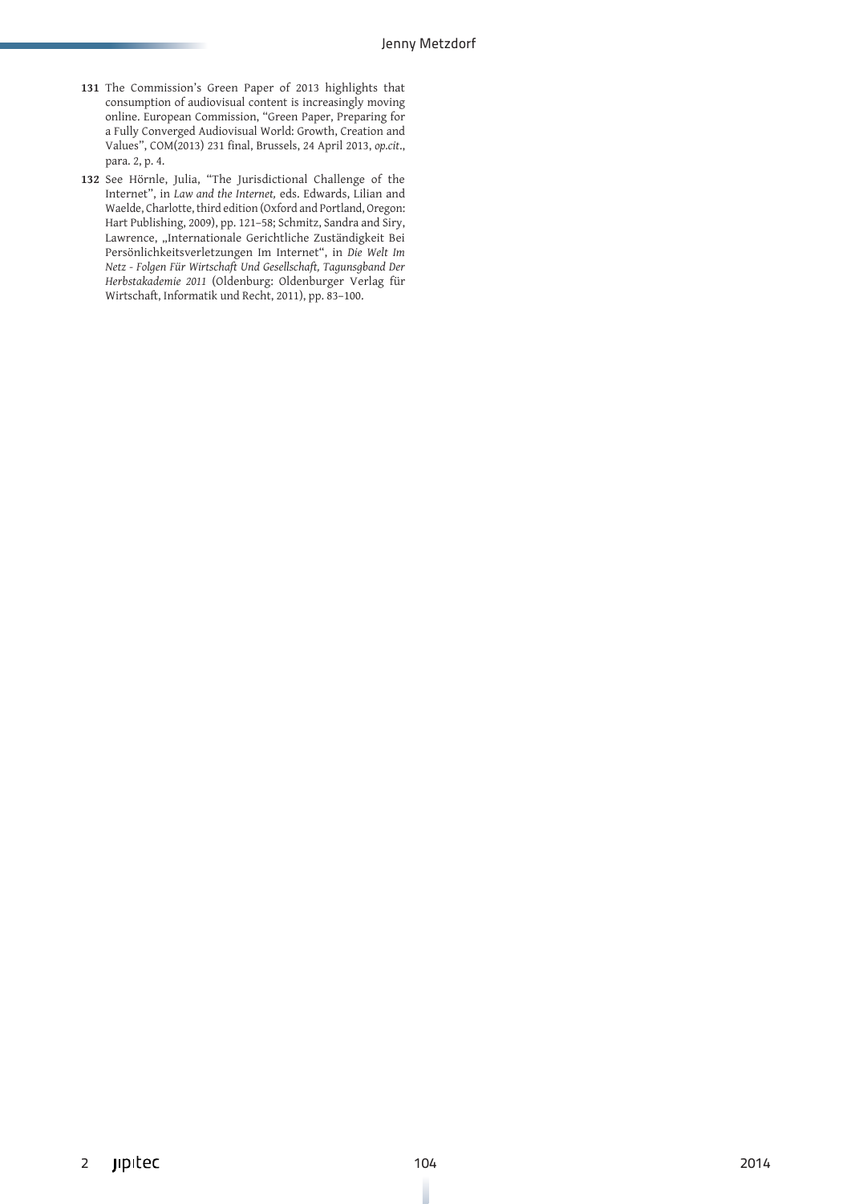**131** The Commission's Green Paper of 2013 highlights that consumption of audiovisual content is increasingly moving online. European Commission, "Green Paper, Preparing for a Fully Converged Audiovisual World: Growth, Creation and Values", COM(2013) 231 final, Brussels, 24 April 2013, *op.cit.*, para. 2, p. 4.

**132** See Hörnle, Julia, "The Jurisdictional Challenge of the Internet", in *Law and the Internet,* eds. Edwards, Lilian and Waelde, Charlotte, third edition (Oxford and Portland, Oregon: Hart Publishing, 2009), pp. 121–58; Schmitz, Sandra and Siry, Lawrence, „Internationale Gerichtliche Zuständigkeit Bei Persönlichkeitsverletzungen Im Internet", in *Die Welt Im Netz - Folgen Für Wirtschaft Und Gesellschaft, Tagunsgband Der Herbstakademie 2011* (Oldenburg: Oldenburger Verlag für Wirtschaft, Informatik und Recht, 2011), pp. 83–100.